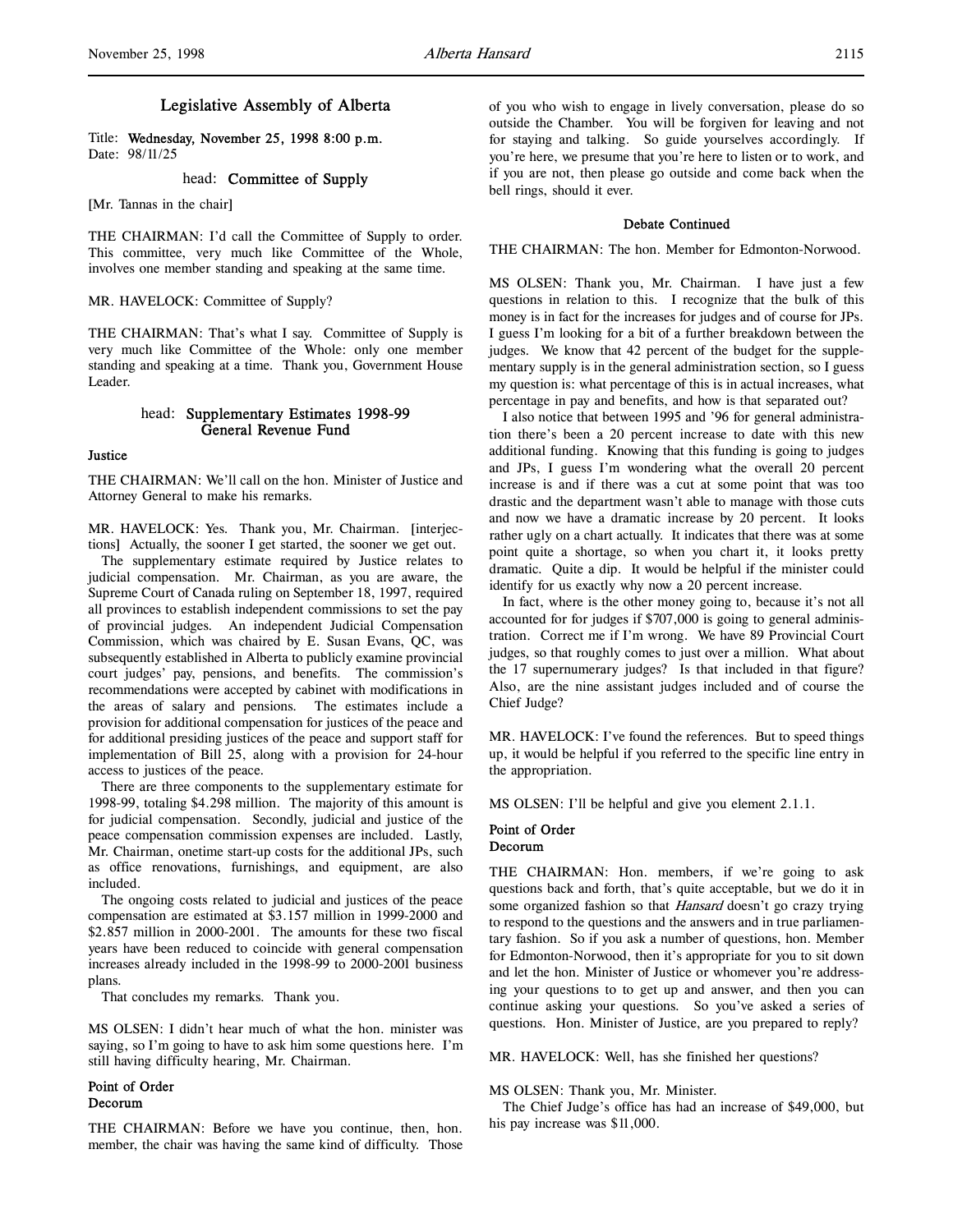# Legislative Assembly of Alberta

Title: **Wednesday, November 25, 1998 8:00 p.m.**
Date: 98/11/25

head: **Committee of Supply**

[Mr. Tannas in the chair]

THE CHAIRMAN: I'd call the Committee of Supply to order. This committee, very much like Committee of the Whole, involves one member standing and speaking at the same time.

MR. HAVELOCK: Committee of Supply?

THE CHAIRMAN: That's what I say. Committee of Supply is very much like Committee of the Whole: only one member standing and speaking at a time. Thank you, Government House Leader.

head: **Supplementary Estimates 1998-99 General Revenue Fund**

**Justice**

THE CHAIRMAN: We'll call on the hon. Minister of Justice and Attorney General to make his remarks.

MR. HAVELOCK: Yes. Thank you, Mr. Chairman. [interjections] Actually, the sooner I get started, the sooner we get out.

The supplementary estimate required by Justice relates to judicial compensation. Mr. Chairman, as you are aware, the Supreme Court of Canada ruling on September 18, 1997, required all provinces to establish independent commissions to set the pay of provincial judges. An independent Judicial Compensation Commission, which was chaired by E. Susan Evans, QC, was subsequently established in Alberta to publicly examine provincial court judges' pay, pensions, and benefits. The commission's recommendations were accepted by cabinet with modifications in the areas of salary and pensions. The estimates include a provision for additional compensation for justices of the peace and for additional presiding justices of the peace and support staff for implementation of Bill 25, along with a provision for 24-hour access to justices of the peace.

There are three components to the supplementary estimate for 1998-99, totaling $4.298 million. The majority of this amount is for judicial compensation. Secondly, judicial and justice of the peace compensation commission expenses are included. Lastly, Mr. Chairman, onetime start-up costs for the additional JPs, such as office renovations, furnishings, and equipment, are also included.

The ongoing costs related to judicial and justices of the peace compensation are estimated at $3.157 million in 1999-2000 and $2.857 million in 2000-2001. The amounts for these two fiscal years have been reduced to coincide with general compensation increases already included in the 1998-99 to 2000-2001 business plans.

That concludes my remarks. Thank you.

MS OLSEN: I didn't hear much of what the hon. minister was saying, so I'm going to have to ask him some questions here. I'm still having difficulty hearing, Mr. Chairman.

**Point of Order**
**Decorum**

THE CHAIRMAN: Before we have you continue, then, hon. member, the chair was having the same kind of difficulty. Those of you who wish to engage in lively conversation, please do so outside the Chamber. You will be forgiven for leaving and not for staying and talking. So guide yourselves accordingly. If you're here, we presume that you're here to listen or to work, and if you are not, then please go outside and come back when the bell rings, should it ever.

**Debate Continued**

THE CHAIRMAN: The hon. Member for Edmonton-Norwood.

MS OLSEN: Thank you, Mr. Chairman. I have just a few questions in relation to this. I recognize that the bulk of this money is in fact for the increases for judges and of course for JPs. I guess I'm looking for a bit of a further breakdown between the judges. We know that 42 percent of the budget for the supplementary supply is in the general administration section, so I guess my question is: what percentage of this is in actual increases, what percentage in pay and benefits, and how is that separated out?

I also notice that between 1995 and '96 for general administration there's been a 20 percent increase to date with this new additional funding. Knowing that this funding is going to judges and JPs, I guess I'm wondering what the overall 20 percent increase is and if there was a cut at some point that was too drastic and the department wasn't able to manage with those cuts and now we have a dramatic increase by 20 percent. It looks rather ugly on a chart actually. It indicates that there was at some point quite a shortage, so when you chart it, it looks pretty dramatic. Quite a dip. It would be helpful if the minister could identify for us exactly why now a 20 percent increase.

In fact, where is the other money going to, because it's not all accounted for for judges if $707,000 is going to general administration. Correct me if I'm wrong. We have 89 Provincial Court judges, so that roughly comes to just over a million. What about the 17 supernumerary judges? Is that included in that figure? Also, are the nine assistant judges included and of course the Chief Judge?

MR. HAVELOCK: I've found the references. But to speed things up, it would be helpful if you referred to the specific line entry in the appropriation.

MS OLSEN: I'll be helpful and give you element 2.1.1.

**Point of Order**
**Decorum**

THE CHAIRMAN: Hon. members, if we're going to ask questions back and forth, that's quite acceptable, but we do it in some organized fashion so that *Hansard* doesn't go crazy trying to respond to the questions and the answers and in true parliamentary fashion. So if you ask a number of questions, hon. Member for Edmonton-Norwood, then it's appropriate for you to sit down and let the hon. Minister of Justice or whomever you're addressing your questions to to get up and answer, and then you can continue asking your questions. So you've asked a series of questions. Hon. Minister of Justice, are you prepared to reply?

MR. HAVELOCK: Well, has she finished her questions?

MS OLSEN: Thank you, Mr. Minister.

The Chief Judge's office has had an increase of $49,000, but his pay increase was $11,000.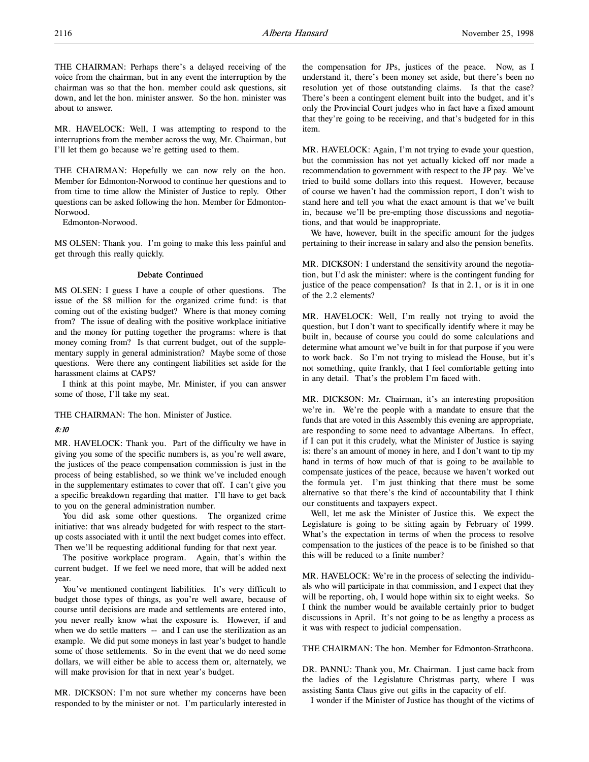THE CHAIRMAN: Perhaps there's a delayed receiving of the voice from the chairman, but in any event the interruption by the chairman was so that the hon. member could ask questions, sit down, and let the hon. minister answer. So the hon. minister was about to answer.

MR. HAVELOCK: Well, I was attempting to respond to the interruptions from the member across the way, Mr. Chairman, but I'll let them go because we're getting used to them.

THE CHAIRMAN: Hopefully we can now rely on the hon. Member for Edmonton-Norwood to continue her questions and to from time to time allow the Minister of Justice to reply. Other questions can be asked following the hon. Member for Edmonton-Norwood.

Edmonton-Norwood.

MS OLSEN: Thank you. I'm going to make this less painful and get through this really quickly.

### Debate Continued

MS OLSEN: I guess I have a couple of other questions. The issue of the $8 million for the organized crime fund: is that coming out of the existing budget? Where is that money coming from? The issue of dealing with the positive workplace initiative and the money for putting together the programs: where is that money coming from? Is that current budget, out of the supplementary supply in general administration? Maybe some of those questions. Were there any contingent liabilities set aside for the harassment claims at CAPS?

I think at this point maybe, Mr. Minister, if you can answer some of those, I'll take my seat.

THE CHAIRMAN: The hon. Minister of Justice.

*8:10*

MR. HAVELOCK: Thank you. Part of the difficulty we have in giving you some of the specific numbers is, as you're well aware, the justices of the peace compensation commission is just in the process of being established, so we think we've included enough in the supplementary estimates to cover that off. I can't give you a specific breakdown regarding that matter. I'll have to get back to you on the general administration number.

You did ask some other questions. The organized crime initiative: that was already budgeted for with respect to the start-up costs associated with it until the next budget comes into effect. Then we'll be requesting additional funding for that next year.

The positive workplace program. Again, that's within the current budget. If we feel we need more, that will be added next year.

You've mentioned contingent liabilities. It's very difficult to budget those types of things, as you're well aware, because of course until decisions are made and settlements are entered into, you never really know what the exposure is. However, if and when we do settle matters -- and I can use the sterilization as an example. We did put some moneys in last year's budget to handle some of those settlements. So in the event that we do need some dollars, we will either be able to access them or, alternately, we will make provision for that in next year's budget.

MR. DICKSON: I'm not sure whether my concerns have been responded to by the minister or not. I'm particularly interested in the compensation for JPs, justices of the peace. Now, as I understand it, there's been money set aside, but there's been no resolution yet of those outstanding claims. Is that the case? There's been a contingent element built into the budget, and it's only the Provincial Court judges who in fact have a fixed amount that they're going to be receiving, and that's budgeted for in this item.

MR. HAVELOCK: Again, I'm not trying to evade your question, but the commission has not yet actually kicked off nor made a recommendation to government with respect to the JP pay. We've tried to build some dollars into this request. However, because of course we haven't had the commission report, I don't wish to stand here and tell you what the exact amount is that we've built in, because we'll be pre-empting those discussions and negotiations, and that would be inappropriate.

We have, however, built in the specific amount for the judges pertaining to their increase in salary and also the pension benefits.

MR. DICKSON: I understand the sensitivity around the negotiation, but I'd ask the minister: where is the contingent funding for justice of the peace compensation? Is that in 2.1, or is it in one of the 2.2 elements?

MR. HAVELOCK: Well, I'm really not trying to avoid the question, but I don't want to specifically identify where it may be built in, because of course you could do some calculations and determine what amount we've built in for that purpose if you were to work back. So I'm not trying to mislead the House, but it's not something, quite frankly, that I feel comfortable getting into in any detail. That's the problem I'm faced with.

MR. DICKSON: Mr. Chairman, it's an interesting proposition we're in. We're the people with a mandate to ensure that the funds that are voted in this Assembly this evening are appropriate, are responding to some need to advantage Albertans. In effect, if I can put it this crudely, what the Minister of Justice is saying is: there's an amount of money in here, and I don't want to tip my hand in terms of how much of that is going to be available to compensate justices of the peace, because we haven't worked out the formula yet. I'm just thinking that there must be some alternative so that there's the kind of accountability that I think our constituents and taxpayers expect.

Well, let me ask the Minister of Justice this. We expect the Legislature is going to be sitting again by February of 1999. What's the expectation in terms of when the process to resolve compensation to the justices of the peace is to be finished so that this will be reduced to a finite number?

MR. HAVELOCK: We're in the process of selecting the individuals who will participate in that commission, and I expect that they will be reporting, oh, I would hope within six to eight weeks. So I think the number would be available certainly prior to budget discussions in April. It's not going to be as lengthy a process as it was with respect to judicial compensation.

THE CHAIRMAN: The hon. Member for Edmonton-Strathcona.

DR. PANNU: Thank you, Mr. Chairman. I just came back from the ladies of the Legislature Christmas party, where I was assisting Santa Claus give out gifts in the capacity of elf.

I wonder if the Minister of Justice has thought of the victims of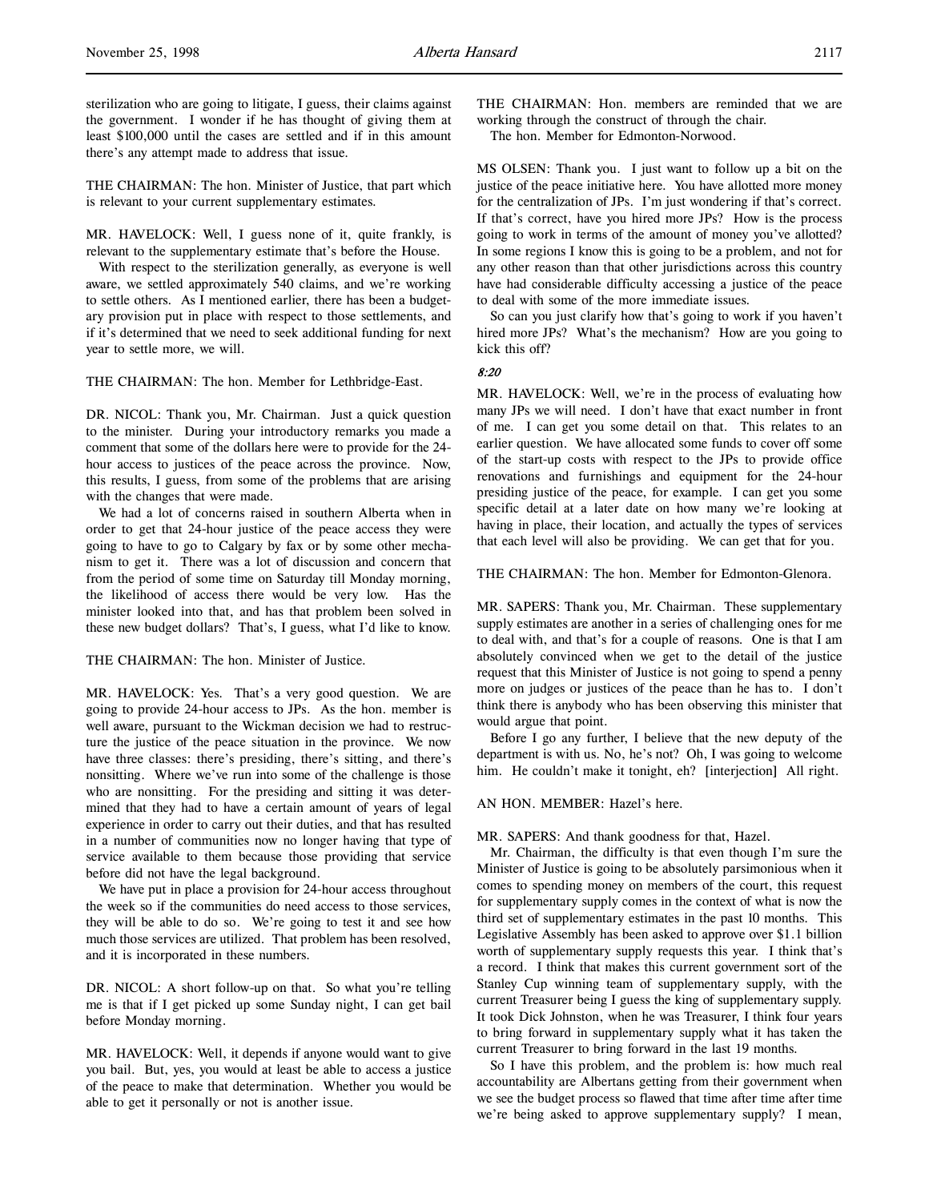sterilization who are going to litigate, I guess, their claims against the government. I wonder if he has thought of giving them at least $100,000 until the cases are settled and if in this amount there's any attempt made to address that issue.

THE CHAIRMAN: The hon. Minister of Justice, that part which is relevant to your current supplementary estimates.

MR. HAVELOCK: Well, I guess none of it, quite frankly, is relevant to the supplementary estimate that's before the House.

With respect to the sterilization generally, as everyone is well aware, we settled approximately 540 claims, and we're working to settle others. As I mentioned earlier, there has been a budgetary provision put in place with respect to those settlements, and if it's determined that we need to seek additional funding for next year to settle more, we will.

THE CHAIRMAN: The hon. Member for Lethbridge-East.

DR. NICOL: Thank you, Mr. Chairman. Just a quick question to the minister. During your introductory remarks you made a comment that some of the dollars here were to provide for the 24-hour access to justices of the peace across the province. Now, this results, I guess, from some of the problems that are arising with the changes that were made.

We had a lot of concerns raised in southern Alberta when in order to get that 24-hour justice of the peace access they were going to have to go to Calgary by fax or by some other mechanism to get it. There was a lot of discussion and concern that from the period of some time on Saturday till Monday morning, the likelihood of access there would be very low. Has the minister looked into that, and has that problem been solved in these new budget dollars? That's, I guess, what I'd like to know.

THE CHAIRMAN: The hon. Minister of Justice.

MR. HAVELOCK: Yes. That's a very good question. We are going to provide 24-hour access to JPs. As the hon. member is well aware, pursuant to the Wickman decision we had to restructure the justice of the peace situation in the province. We now have three classes: there's presiding, there's sitting, and there's nonsitting. Where we've run into some of the challenge is those who are nonsitting. For the presiding and sitting it was determined that they had to have a certain amount of years of legal experience in order to carry out their duties, and that has resulted in a number of communities now no longer having that type of service available to them because those providing that service before did not have the legal background.

We have put in place a provision for 24-hour access throughout the week so if the communities do need access to those services, they will be able to do so. We're going to test it and see how much those services are utilized. That problem has been resolved, and it is incorporated in these numbers.

DR. NICOL: A short follow-up on that. So what you're telling me is that if I get picked up some Sunday night, I can get bail before Monday morning.

MR. HAVELOCK: Well, it depends if anyone would want to give you bail. But, yes, you would at least be able to access a justice of the peace to make that determination. Whether you would be able to get it personally or not is another issue.

THE CHAIRMAN: Hon. members are reminded that we are working through the construct of through the chair.

The hon. Member for Edmonton-Norwood.

MS OLSEN: Thank you. I just want to follow up a bit on the justice of the peace initiative here. You have allotted more money for the centralization of JPs. I'm just wondering if that's correct. If that's correct, have you hired more JPs? How is the process going to work in terms of the amount of money you've allotted? In some regions I know this is going to be a problem, and not for any other reason than that other jurisdictions across this country have had considerable difficulty accessing a justice of the peace to deal with some of the more immediate issues.

So can you just clarify how that's going to work if you haven't hired more JPs? What's the mechanism? How are you going to kick this off?

*8:20*

MR. HAVELOCK: Well, we're in the process of evaluating how many JPs we will need. I don't have that exact number in front of me. I can get you some detail on that. This relates to an earlier question. We have allocated some funds to cover off some of the start-up costs with respect to the JPs to provide office renovations and furnishings and equipment for the 24-hour presiding justice of the peace, for example. I can get you some specific detail at a later date on how many we're looking at having in place, their location, and actually the types of services that each level will also be providing. We can get that for you.

THE CHAIRMAN: The hon. Member for Edmonton-Glenora.

MR. SAPERS: Thank you, Mr. Chairman. These supplementary supply estimates are another in a series of challenging ones for me to deal with, and that's for a couple of reasons. One is that I am absolutely convinced when we get to the detail of the justice request that this Minister of Justice is not going to spend a penny more on judges or justices of the peace than he has to. I don't think there is anybody who has been observing this minister that would argue that point.

Before I go any further, I believe that the new deputy of the department is with us. No, he's not? Oh, I was going to welcome him. He couldn't make it tonight, eh? [interjection] All right.

AN HON. MEMBER: Hazel's here.

MR. SAPERS: And thank goodness for that, Hazel.

Mr. Chairman, the difficulty is that even though I'm sure the Minister of Justice is going to be absolutely parsimonious when it comes to spending money on members of the court, this request for supplementary supply comes in the context of what is now the third set of supplementary estimates in the past 10 months. This Legislative Assembly has been asked to approve over $1.1 billion worth of supplementary supply requests this year. I think that's a record. I think that makes this current government sort of the Stanley Cup winning team of supplementary supply, with the current Treasurer being I guess the king of supplementary supply. It took Dick Johnston, when he was Treasurer, I think four years to bring forward in supplementary supply what it has taken the current Treasurer to bring forward in the last 19 months.

So I have this problem, and the problem is: how much real accountability are Albertans getting from their government when we see the budget process so flawed that time after time after time we're being asked to approve supplementary supply? I mean,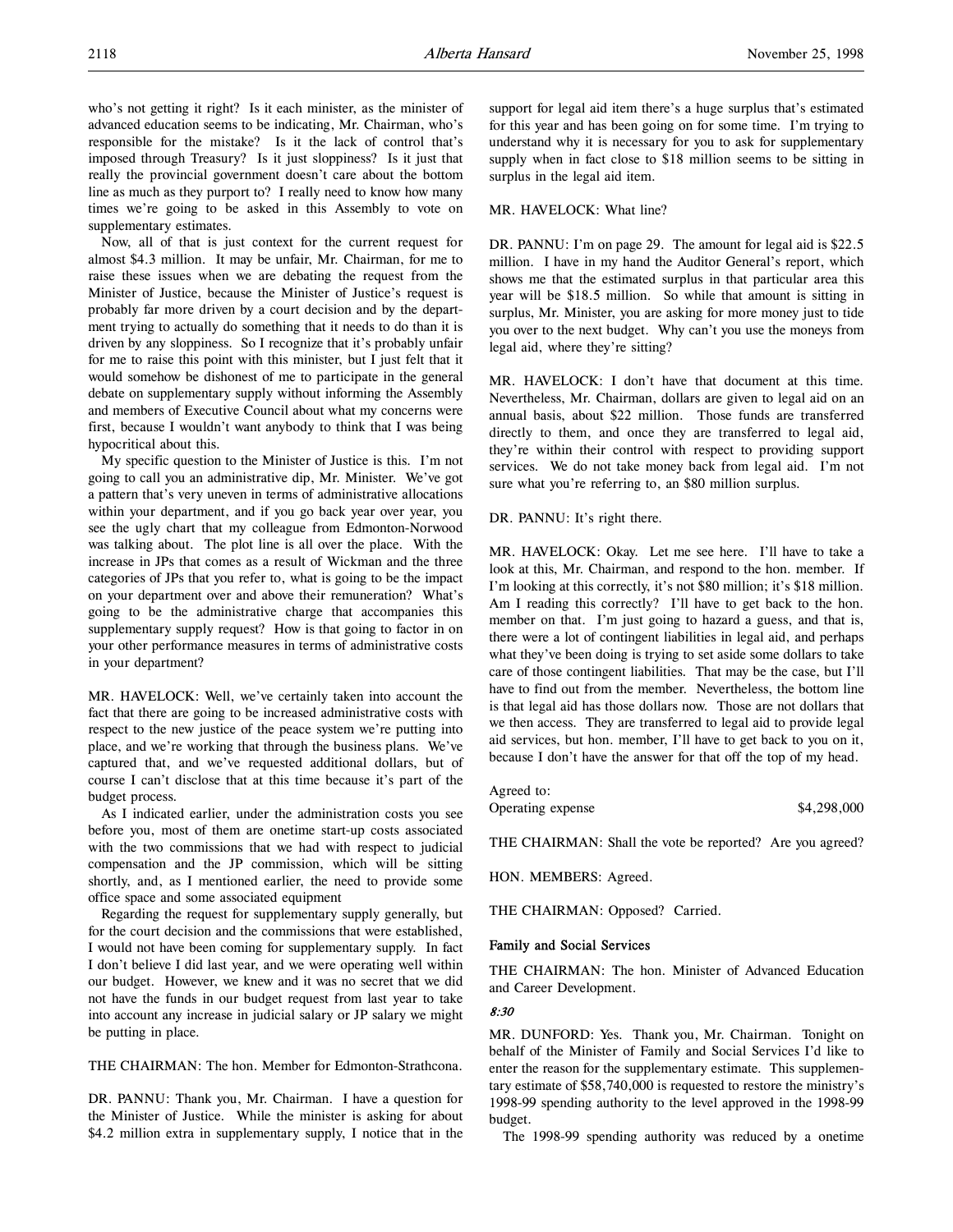who's not getting it right? Is it each minister, as the minister of advanced education seems to be indicating, Mr. Chairman, who's responsible for the mistake? Is it the lack of control that's imposed through Treasury? Is it just sloppiness? Is it just that really the provincial government doesn't care about the bottom line as much as they purport to? I really need to know how many times we're going to be asked in this Assembly to vote on supplementary estimates.

Now, all of that is just context for the current request for almost $4.3 million. It may be unfair, Mr. Chairman, for me to raise these issues when we are debating the request from the Minister of Justice, because the Minister of Justice's request is probably far more driven by a court decision and by the department trying to actually do something that it needs to do than it is driven by any sloppiness. So I recognize that it's probably unfair for me to raise this point with this minister, but I just felt that it would somehow be dishonest of me to participate in the general debate on supplementary supply without informing the Assembly and members of Executive Council about what my concerns were first, because I wouldn't want anybody to think that I was being hypocritical about this.

My specific question to the Minister of Justice is this. I'm not going to call you an administrative dip, Mr. Minister. We've got a pattern that's very uneven in terms of administrative allocations within your department, and if you go back year over year, you see the ugly chart that my colleague from Edmonton-Norwood was talking about. The plot line is all over the place. With the increase in JPs that comes as a result of Wickman and the three categories of JPs that you refer to, what is going to be the impact on your department over and above their remuneration? What's going to be the administrative charge that accompanies this supplementary supply request? How is that going to factor in on your other performance measures in terms of administrative costs in your department?

MR. HAVELOCK: Well, we've certainly taken into account the fact that there are going to be increased administrative costs with respect to the new justice of the peace system we're putting into place, and we're working that through the business plans. We've captured that, and we've requested additional dollars, but of course I can't disclose that at this time because it's part of the budget process.

As I indicated earlier, under the administration costs you see before you, most of them are onetime start-up costs associated with the two commissions that we had with respect to judicial compensation and the JP commission, which will be sitting shortly, and, as I mentioned earlier, the need to provide some office space and some associated equipment

Regarding the request for supplementary supply generally, but for the court decision and the commissions that were established, I would not have been coming for supplementary supply. In fact I don't believe I did last year, and we were operating well within our budget. However, we knew and it was no secret that we did not have the funds in our budget request from last year to take into account any increase in judicial salary or JP salary we might be putting in place.

THE CHAIRMAN: The hon. Member for Edmonton-Strathcona.

DR. PANNU: Thank you, Mr. Chairman. I have a question for the Minister of Justice. While the minister is asking for about $4.2 million extra in supplementary supply, I notice that in the support for legal aid item there's a huge surplus that's estimated for this year and has been going on for some time. I'm trying to understand why it is necessary for you to ask for supplementary supply when in fact close to $18 million seems to be sitting in surplus in the legal aid item.

MR. HAVELOCK: What line?

DR. PANNU: I'm on page 29. The amount for legal aid is $22.5 million. I have in my hand the Auditor General's report, which shows me that the estimated surplus in that particular area this year will be $18.5 million. So while that amount is sitting in surplus, Mr. Minister, you are asking for more money just to tide you over to the next budget. Why can't you use the moneys from legal aid, where they're sitting?

MR. HAVELOCK: I don't have that document at this time. Nevertheless, Mr. Chairman, dollars are given to legal aid on an annual basis, about $22 million. Those funds are transferred directly to them, and once they are transferred to legal aid, they're within their control with respect to providing support services. We do not take money back from legal aid. I'm not sure what you're referring to, an $80 million surplus.

DR. PANNU: It's right there.

MR. HAVELOCK: Okay. Let me see here. I'll have to take a look at this, Mr. Chairman, and respond to the hon. member. If I'm looking at this correctly, it's not $80 million; it's $18 million. Am I reading this correctly? I'll have to get back to the hon. member on that. I'm just going to hazard a guess, and that is, there were a lot of contingent liabilities in legal aid, and perhaps what they've been doing is trying to set aside some dollars to take care of those contingent liabilities. That may be the case, but I'll have to find out from the member. Nevertheless, the bottom line is that legal aid has those dollars now. Those are not dollars that we then access. They are transferred to legal aid to provide legal aid services, but hon. member, I'll have to get back to you on it, because I don't have the answer for that off the top of my head.

Agreed to:

| | |
|---|---|
| Operating expense | $4,298,000 |

THE CHAIRMAN: Shall the vote be reported? Are you agreed?

HON. MEMBERS: Agreed.

THE CHAIRMAN: Opposed? Carried.

**Family and Social Services**

THE CHAIRMAN: The hon. Minister of Advanced Education and Career Development.

*8:30*

MR. DUNFORD: Yes. Thank you, Mr. Chairman. Tonight on behalf of the Minister of Family and Social Services I'd like to enter the reason for the supplementary estimate. This supplementary estimate of $58,740,000 is requested to restore the ministry's 1998-99 spending authority to the level approved in the 1998-99 budget.

The 1998-99 spending authority was reduced by a onetime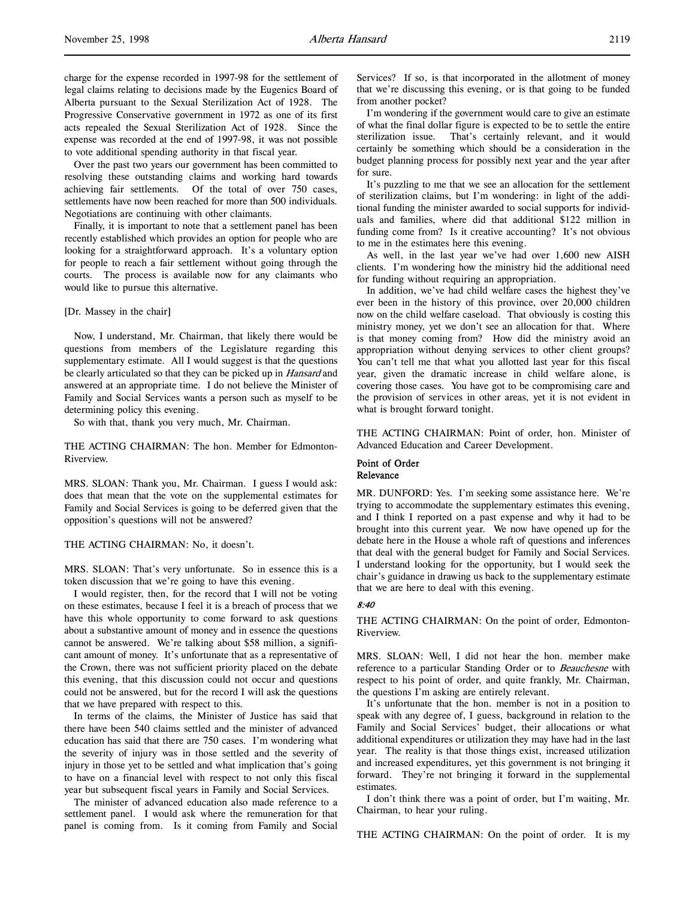charge for the expense recorded in 1997-98 for the settlement of legal claims relating to decisions made by the Eugenics Board of Alberta pursuant to the Sexual Sterilization Act of 1928. The Progressive Conservative government in 1972 as one of its first acts repealed the Sexual Sterilization Act of 1928. Since the expense was recorded at the end of 1997-98, it was not possible to vote additional spending authority in that fiscal year.

Over the past two years our government has been committed to resolving these outstanding claims and working hard towards achieving fair settlements. Of the total of over 750 cases, settlements have now been reached for more than 500 individuals. Negotiations are continuing with other claimants.

Finally, it is important to note that a settlement panel has been recently established which provides an option for people who are looking for a straightforward approach. It's a voluntary option for people to reach a fair settlement without going through the courts. The process is available now for any claimants who would like to pursue this alternative.

[Dr. Massey in the chair]

Now, I understand, Mr. Chairman, that likely there would be questions from members of the Legislature regarding this supplementary estimate. All I would suggest is that the questions be clearly articulated so that they can be picked up in *Hansard* and answered at an appropriate time. I do not believe the Minister of Family and Social Services wants a person such as myself to be determining policy this evening.

So with that, thank you very much, Mr. Chairman.

THE ACTING CHAIRMAN: The hon. Member for Edmonton-Riverview.

MRS. SLOAN: Thank you, Mr. Chairman. I guess I would ask: does that mean that the vote on the supplemental estimates for Family and Social Services is going to be deferred given that the opposition's questions will not be answered?

THE ACTING CHAIRMAN: No, it doesn't.

MRS. SLOAN: That's very unfortunate. So in essence this is a token discussion that we're going to have this evening.

I would register, then, for the record that I will not be voting on these estimates, because I feel it is a breach of process that we have this whole opportunity to come forward to ask questions about a substantive amount of money and in essence the questions cannot be answered. We're talking about $58 million, a significant amount of money. It's unfortunate that as a representative of the Crown, there was not sufficient priority placed on the debate this evening, that this discussion could not occur and questions could not be answered, but for the record I will ask the questions that we have prepared with respect to this.

In terms of the claims, the Minister of Justice has said that there have been 540 claims settled and the minister of advanced education has said that there are 750 cases. I'm wondering what the severity of injury was in those settled and the severity of injury in those yet to be settled and what implication that's going to have on a financial level with respect to not only this fiscal year but subsequent fiscal years in Family and Social Services.

The minister of advanced education also made reference to a settlement panel. I would ask where the remuneration for that panel is coming from. Is it coming from Family and Social Services? If so, is that incorporated in the allotment of money that we're discussing this evening, or is that going to be funded from another pocket?

I'm wondering if the government would care to give an estimate of what the final dollar figure is expected to be to settle the entire sterilization issue. That's certainly relevant, and it would certainly be something which should be a consideration in the budget planning process for possibly next year and the year after for sure.

It's puzzling to me that we see an allocation for the settlement of sterilization claims, but I'm wondering: in light of the additional funding the minister awarded to social supports for individuals and families, where did that additional $122 million in funding come from? Is it creative accounting? It's not obvious to me in the estimates here this evening.

As well, in the last year we've had over 1,600 new AISH clients. I'm wondering how the ministry hid the additional need for funding without requiring an appropriation.

In addition, we've had child welfare cases the highest they've ever been in the history of this province, over 20,000 children now on the child welfare caseload. That obviously is costing this ministry money, yet we don't see an allocation for that. Where is that money coming from? How did the ministry avoid an appropriation without denying services to other client groups? You can't tell me that what you allotted last year for this fiscal year, given the dramatic increase in child welfare alone, is covering those cases. You have got to be compromising care and the provision of services in other areas, yet it is not evident in what is brought forward tonight.

THE ACTING CHAIRMAN: Point of order, hon. Minister of Advanced Education and Career Development.

**Point of Order**
**Relevance**

MR. DUNFORD: Yes. I'm seeking some assistance here. We're trying to accommodate the supplementary estimates this evening, and I think I reported on a past expense and why it had to be brought into this current year. We now have opened up for the debate here in the House a whole raft of questions and inferences that deal with the general budget for Family and Social Services. I understand looking for the opportunity, but I would seek the chair's guidance in drawing us back to the supplementary estimate that we are here to deal with this evening.

*8:40*

THE ACTING CHAIRMAN: On the point of order, Edmonton-Riverview.

MRS. SLOAN: Well, I did not hear the hon. member make reference to a particular Standing Order or to *Beauchesne* with respect to his point of order, and quite frankly, Mr. Chairman, the questions I'm asking are entirely relevant.

It's unfortunate that the hon. member is not in a position to speak with any degree of, I guess, background in relation to the Family and Social Services' budget, their allocations or what additional expenditures or utilization they may have had in the last year. The reality is that those things exist, increased utilization and increased expenditures, yet this government is not bringing it forward. They're not bringing it forward in the supplemental estimates.

I don't think there was a point of order, but I'm waiting, Mr. Chairman, to hear your ruling.

THE ACTING CHAIRMAN: On the point of order. It is my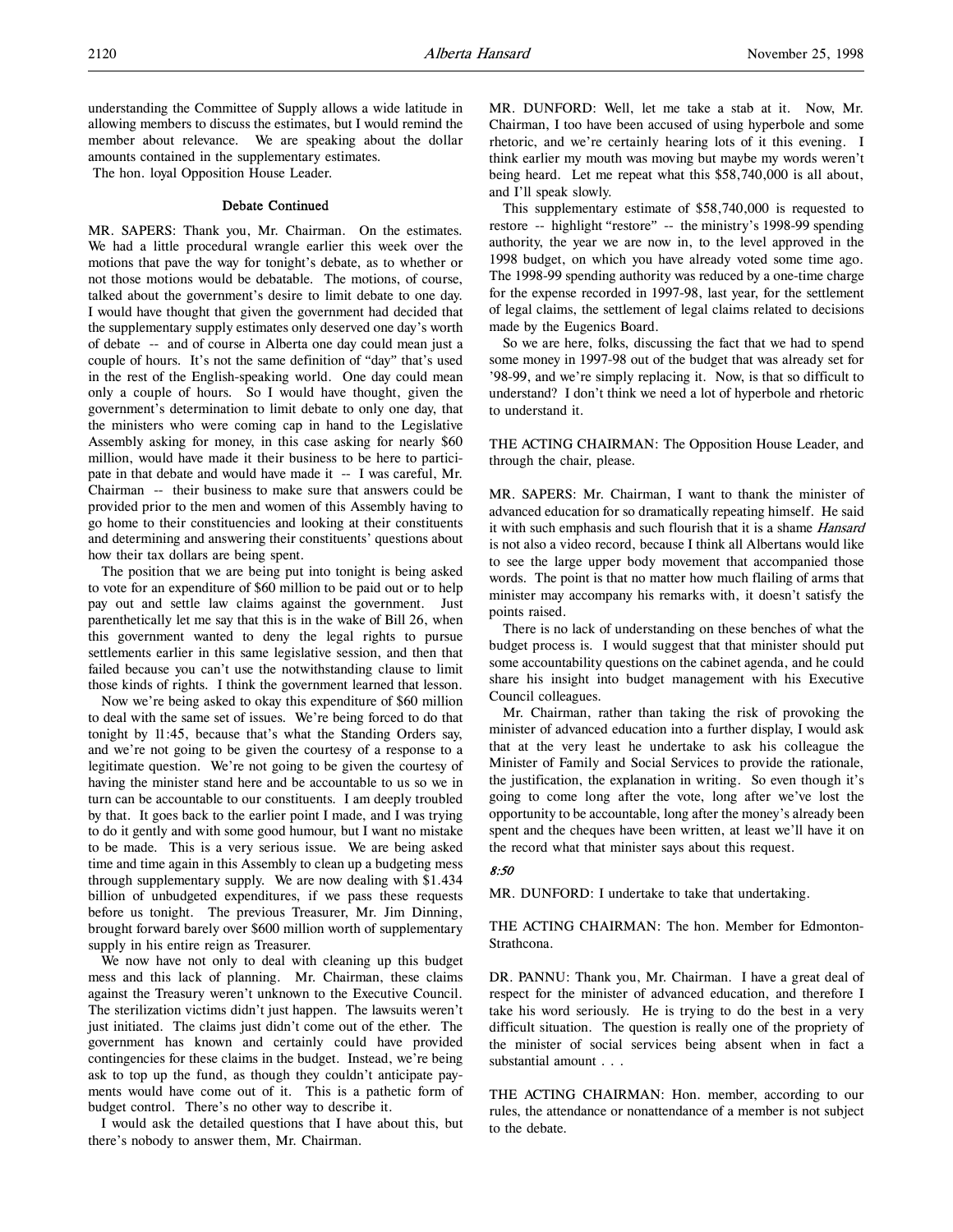understanding the Committee of Supply allows a wide latitude in allowing members to discuss the estimates, but I would remind the member about relevance. We are speaking about the dollar amounts contained in the supplementary estimates.

The hon. loyal Opposition House Leader.

### Debate Continued

MR. SAPERS: Thank you, Mr. Chairman. On the estimates. We had a little procedural wrangle earlier this week over the motions that pave the way for tonight's debate, as to whether or not those motions would be debatable. The motions, of course, talked about the government's desire to limit debate to one day. I would have thought that given the government had decided that the supplementary supply estimates only deserved one day's worth of debate -- and of course in Alberta one day could mean just a couple of hours. It's not the same definition of "day" that's used in the rest of the English-speaking world. One day could mean only a couple of hours. So I would have thought, given the government's determination to limit debate to only one day, that the ministers who were coming cap in hand to the Legislative Assembly asking for money, in this case asking for nearly $60 million, would have made it their business to be here to participate in that debate and would have made it -- I was careful, Mr. Chairman -- their business to make sure that answers could be provided prior to the men and women of this Assembly having to go home to their constituencies and looking at their constituents and determining and answering their constituents' questions about how their tax dollars are being spent.

The position that we are being put into tonight is being asked to vote for an expenditure of $60 million to be paid out or to help pay out and settle law claims against the government. Just parenthetically let me say that this is in the wake of Bill 26, when this government wanted to deny the legal rights to pursue settlements earlier in this same legislative session, and then that failed because you can't use the notwithstanding clause to limit those kinds of rights. I think the government learned that lesson.

Now we're being asked to okay this expenditure of $60 million to deal with the same set of issues. We're being forced to do that tonight by 11:45, because that's what the Standing Orders say, and we're not going to be given the courtesy of a response to a legitimate question. We're not going to be given the courtesy of having the minister stand here and be accountable to us so we in turn can be accountable to our constituents. I am deeply troubled by that. It goes back to the earlier point I made, and I was trying to do it gently and with some good humour, but I want no mistake to be made. This is a very serious issue. We are being asked time and time again in this Assembly to clean up a budgeting mess through supplementary supply. We are now dealing with $1.434 billion of unbudgeted expenditures, if we pass these requests before us tonight. The previous Treasurer, Mr. Jim Dinning, brought forward barely over $600 million worth of supplementary supply in his entire reign as Treasurer.

We now have not only to deal with cleaning up this budget mess and this lack of planning. Mr. Chairman, these claims against the Treasury weren't unknown to the Executive Council. The sterilization victims didn't just happen. The lawsuits weren't just initiated. The claims just didn't come out of the ether. The government has known and certainly could have provided contingencies for these claims in the budget. Instead, we're being ask to top up the fund, as though they couldn't anticipate payments would have come out of it. This is a pathetic form of budget control. There's no other way to describe it.

I would ask the detailed questions that I have about this, but there's nobody to answer them, Mr. Chairman.

MR. DUNFORD: Well, let me take a stab at it. Now, Mr. Chairman, I too have been accused of using hyperbole and some rhetoric, and we're certainly hearing lots of it this evening. I think earlier my mouth was moving but maybe my words weren't being heard. Let me repeat what this $58,740,000 is all about, and I'll speak slowly.

This supplementary estimate of $58,740,000 is requested to restore -- highlight "restore" -- the ministry's 1998-99 spending authority, the year we are now in, to the level approved in the 1998 budget, on which you have already voted some time ago. The 1998-99 spending authority was reduced by a one-time charge for the expense recorded in 1997-98, last year, for the settlement of legal claims, the settlement of legal claims related to decisions made by the Eugenics Board.

So we are here, folks, discussing the fact that we had to spend some money in 1997-98 out of the budget that was already set for '98-99, and we're simply replacing it. Now, is that so difficult to understand? I don't think we need a lot of hyperbole and rhetoric to understand it.

THE ACTING CHAIRMAN: The Opposition House Leader, and through the chair, please.

MR. SAPERS: Mr. Chairman, I want to thank the minister of advanced education for so dramatically repeating himself. He said it with such emphasis and such flourish that it is a shame *Hansard* is not also a video record, because I think all Albertans would like to see the large upper body movement that accompanied those words. The point is that no matter how much flailing of arms that minister may accompany his remarks with, it doesn't satisfy the points raised.

There is no lack of understanding on these benches of what the budget process is. I would suggest that that minister should put some accountability questions on the cabinet agenda, and he could share his insight into budget management with his Executive Council colleagues.

Mr. Chairman, rather than taking the risk of provoking the minister of advanced education into a further display, I would ask that at the very least he undertake to ask his colleague the Minister of Family and Social Services to provide the rationale, the justification, the explanation in writing. So even though it's going to come long after the vote, long after we've lost the opportunity to be accountable, long after the money's already been spent and the cheques have been written, at least we'll have it on the record what that minister says about this request.

*8:50*

MR. DUNFORD: I undertake to take that undertaking.

THE ACTING CHAIRMAN: The hon. Member for Edmonton-Strathcona.

DR. PANNU: Thank you, Mr. Chairman. I have a great deal of respect for the minister of advanced education, and therefore I take his word seriously. He is trying to do the best in a very difficult situation. The question is really one of the propriety of the minister of social services being absent when in fact a substantial amount . . .

THE ACTING CHAIRMAN: Hon. member, according to our rules, the attendance or nonattendance of a member is not subject to the debate.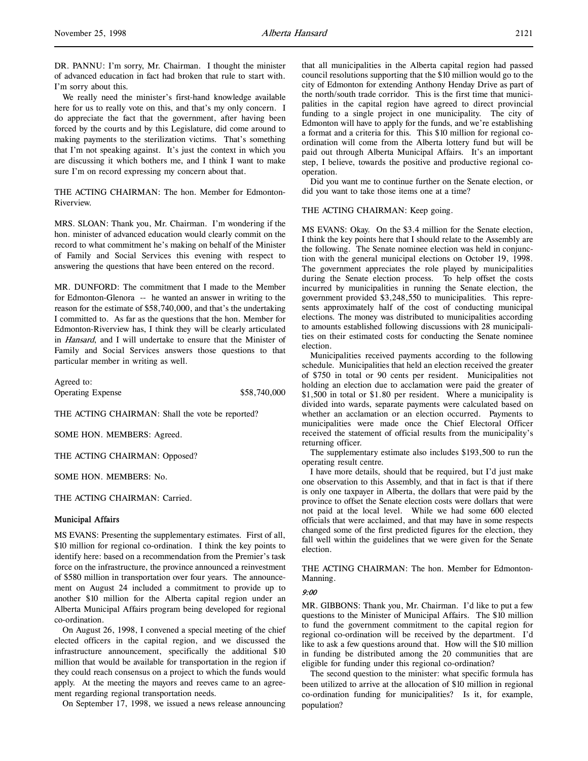DR. PANNU: I'm sorry, Mr. Chairman. I thought the minister of advanced education in fact had broken that rule to start with. I'm sorry about this.

We really need the minister's first-hand knowledge available here for us to really vote on this, and that's my only concern. I do appreciate the fact that the government, after having been forced by the courts and by this Legislature, did come around to making payments to the sterilization victims. That's something that I'm not speaking against. It's just the context in which you are discussing it which bothers me, and I think I want to make sure I'm on record expressing my concern about that.

THE ACTING CHAIRMAN: The hon. Member for Edmonton-Riverview.

MRS. SLOAN: Thank you, Mr. Chairman. I'm wondering if the hon. minister of advanced education would clearly commit on the record to what commitment he's making on behalf of the Minister of Family and Social Services this evening with respect to answering the questions that have been entered on the record.

MR. DUNFORD: The commitment that I made to the Member for Edmonton-Glenora -- he wanted an answer in writing to the reason for the estimate of $58,740,000, and that's the undertaking I committed to. As far as the questions that the hon. Member for Edmonton-Riverview has, I think they will be clearly articulated in *Hansard*, and I will undertake to ensure that the Minister of Family and Social Services answers those questions to that particular member in writing as well.

Agreed to:
Operating Expense $58,740,000

THE ACTING CHAIRMAN: Shall the vote be reported?

SOME HON. MEMBERS: Agreed.

THE ACTING CHAIRMAN: Opposed?

SOME HON. MEMBERS: No.

THE ACTING CHAIRMAN: Carried.

### Municipal Affairs

MS EVANS: Presenting the supplementary estimates. First of all, $10 million for regional co-ordination. I think the key points to identify here: based on a recommendation from the Premier's task force on the infrastructure, the province announced a reinvestment of $580 million in transportation over four years. The announcement on August 24 included a commitment to provide up to another $10 million for the Alberta capital region under an Alberta Municipal Affairs program being developed for regional co-ordination.

On August 26, 1998, I convened a special meeting of the chief elected officers in the capital region, and we discussed the infrastructure announcement, specifically the additional $10 million that would be available for transportation in the region if they could reach consensus on a project to which the funds would apply. At the meeting the mayors and reeves came to an agreement regarding regional transportation needs.

On September 17, 1998, we issued a news release announcing that all municipalities in the Alberta capital region had passed council resolutions supporting that the $10 million would go to the city of Edmonton for extending Anthony Henday Drive as part of the north/south trade corridor. This is the first time that municipalities in the capital region have agreed to direct provincial funding to a single project in one municipality. The city of Edmonton will have to apply for the funds, and we're establishing a format and a criteria for this. This $10 million for regional co-ordination will come from the Alberta lottery fund but will be paid out through Alberta Municipal Affairs. It's an important step, I believe, towards the positive and productive regional co-operation.

Did you want me to continue further on the Senate election, or did you want to take those items one at a time?

THE ACTING CHAIRMAN: Keep going.

MS EVANS: Okay. On the $3.4 million for the Senate election, I think the key points here that I should relate to the Assembly are the following. The Senate nominee election was held in conjunction with the general municipal elections on October 19, 1998. The government appreciates the role played by municipalities during the Senate election process. To help offset the costs incurred by municipalities in running the Senate election, the government provided $3,248,550 to municipalities. This represents approximately half of the cost of conducting municipal elections. The money was distributed to municipalities according to amounts established following discussions with 28 municipalities on their estimated costs for conducting the Senate nominee election.

Municipalities received payments according to the following schedule. Municipalities that held an election received the greater of $750 in total or 90 cents per resident. Municipalities not holding an election due to acclamation were paid the greater of $1,500 in total or $1.80 per resident. Where a municipality is divided into wards, separate payments were calculated based on whether an acclamation or an election occurred. Payments to municipalities were made once the Chief Electoral Officer received the statement of official results from the municipality's returning officer.

The supplementary estimate also includes $193,500 to run the operating result centre.

I have more details, should that be required, but I'd just make one observation to this Assembly, and that in fact is that if there is only one taxpayer in Alberta, the dollars that were paid by the province to offset the Senate election costs were dollars that were not paid at the local level. While we had some 600 elected officials that were acclaimed, and that may have in some respects changed some of the first predicted figures for the election, they fall well within the guidelines that we were given for the Senate election.

THE ACTING CHAIRMAN: The hon. Member for Edmonton-Manning.

*9:00*

MR. GIBBONS: Thank you, Mr. Chairman. I'd like to put a few questions to the Minister of Municipal Affairs. The $10 million to fund the government commitment to the capital region for regional co-ordination will be received by the department. I'd like to ask a few questions around that. How will the $10 million in funding be distributed among the 20 communities that are eligible for funding under this regional co-ordination?

The second question to the minister: what specific formula has been utilized to arrive at the allocation of $10 million in regional co-ordination funding for municipalities? Is it, for example, population?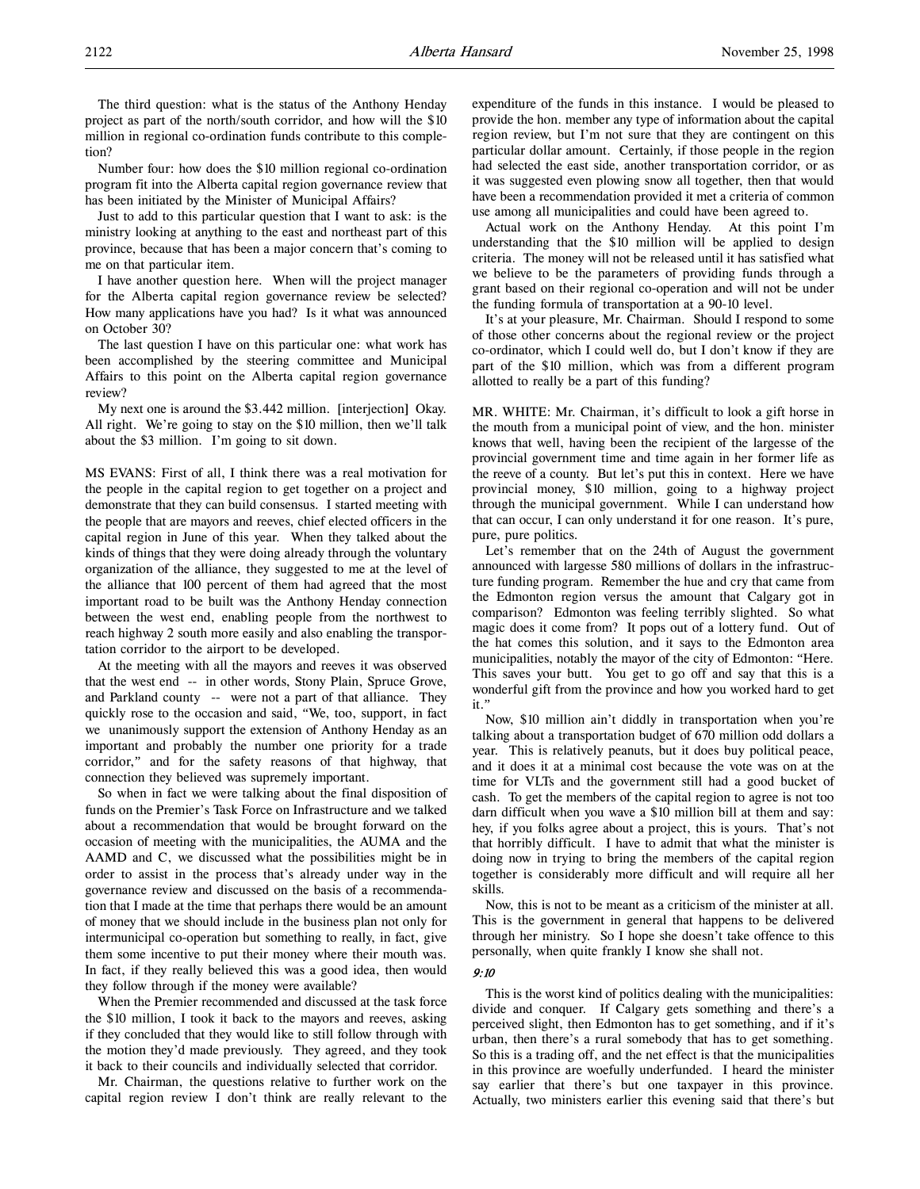The third question: what is the status of the Anthony Henday project as part of the north/south corridor, and how will the $10 million in regional co-ordination funds contribute to this completion?

Number four: how does the $10 million regional co-ordination program fit into the Alberta capital region governance review that has been initiated by the Minister of Municipal Affairs?

Just to add to this particular question that I want to ask: is the ministry looking at anything to the east and northeast part of this province, because that has been a major concern that's coming to me on that particular item.

I have another question here. When will the project manager for the Alberta capital region governance review be selected? How many applications have you had? Is it what was announced on October 30?

The last question I have on this particular one: what work has been accomplished by the steering committee and Municipal Affairs to this point on the Alberta capital region governance review?

My next one is around the $3.442 million. [interjection] Okay. All right. We're going to stay on the $10 million, then we'll talk about the $3 million. I'm going to sit down.

MS EVANS: First of all, I think there was a real motivation for the people in the capital region to get together on a project and demonstrate that they can build consensus. I started meeting with the people that are mayors and reeves, chief elected officers in the capital region in June of this year. When they talked about the kinds of things that they were doing already through the voluntary organization of the alliance, they suggested to me at the level of the alliance that 100 percent of them had agreed that the most important road to be built was the Anthony Henday connection between the west end, enabling people from the northwest to reach highway 2 south more easily and also enabling the transportation corridor to the airport to be developed.

At the meeting with all the mayors and reeves it was observed that the west end -- in other words, Stony Plain, Spruce Grove, and Parkland county -- were not a part of that alliance. They quickly rose to the occasion and said, "We, too, support, in fact we unanimously support the extension of Anthony Henday as an important and probably the number one priority for a trade corridor," and for the safety reasons of that highway, that connection they believed was supremely important.

So when in fact we were talking about the final disposition of funds on the Premier's Task Force on Infrastructure and we talked about a recommendation that would be brought forward on the occasion of meeting with the municipalities, the AUMA and the AAMD and C, we discussed what the possibilities might be in order to assist in the process that's already under way in the governance review and discussed on the basis of a recommendation that I made at the time that perhaps there would be an amount of money that we should include in the business plan not only for intermunicipal co-operation but something to really, in fact, give them some incentive to put their money where their mouth was. In fact, if they really believed this was a good idea, then would they follow through if the money were available?

When the Premier recommended and discussed at the task force the $10 million, I took it back to the mayors and reeves, asking if they concluded that they would like to still follow through with the motion they'd made previously. They agreed, and they took it back to their councils and individually selected that corridor.

Mr. Chairman, the questions relative to further work on the capital region review I don't think are really relevant to the expenditure of the funds in this instance. I would be pleased to provide the hon. member any type of information about the capital region review, but I'm not sure that they are contingent on this particular dollar amount. Certainly, if those people in the region had selected the east side, another transportation corridor, or as it was suggested even plowing snow all together, then that would have been a recommendation provided it met a criteria of common use among all municipalities and could have been agreed to.

Actual work on the Anthony Henday. At this point I'm understanding that the $10 million will be applied to design criteria. The money will not be released until it has satisfied what we believe to be the parameters of providing funds through a grant based on their regional co-operation and will not be under the funding formula of transportation at a 90-10 level.

It's at your pleasure, Mr. Chairman. Should I respond to some of those other concerns about the regional review or the project co-ordinator, which I could well do, but I don't know if they are part of the $10 million, which was from a different program allotted to really be a part of this funding?

MR. WHITE: Mr. Chairman, it's difficult to look a gift horse in the mouth from a municipal point of view, and the hon. minister knows that well, having been the recipient of the largesse of the provincial government time and time again in her former life as the reeve of a county. But let's put this in context. Here we have provincial money, $10 million, going to a highway project through the municipal government. While I can understand how that can occur, I can only understand it for one reason. It's pure, pure, pure politics.

Let's remember that on the 24th of August the government announced with largesse 580 millions of dollars in the infrastructure funding program. Remember the hue and cry that came from the Edmonton region versus the amount that Calgary got in comparison? Edmonton was feeling terribly slighted. So what magic does it come from? It pops out of a lottery fund. Out of the hat comes this solution, and it says to the Edmonton area municipalities, notably the mayor of the city of Edmonton: "Here. This saves your butt. You get to go off and say that this is a wonderful gift from the province and how you worked hard to get it."

Now, $10 million ain't diddly in transportation when you're talking about a transportation budget of 670 million odd dollars a year. This is relatively peanuts, but it does buy political peace, and it does it at a minimal cost because the vote was on at the time for VLTs and the government still had a good bucket of cash. To get the members of the capital region to agree is not too darn difficult when you wave a $10 million bill at them and say: hey, if you folks agree about a project, this is yours. That's not that horribly difficult. I have to admit that what the minister is doing now in trying to bring the members of the capital region together is considerably more difficult and will require all her skills.

Now, this is not to be meant as a criticism of the minister at all. This is the government in general that happens to be delivered through her ministry. So I hope she doesn't take offence to this personally, when quite frankly I know she shall not.

*9:10*

This is the worst kind of politics dealing with the municipalities: divide and conquer. If Calgary gets something and there's a perceived slight, then Edmonton has to get something, and if it's urban, then there's a rural somebody that has to get something. So this is a trading off, and the net effect is that the municipalities in this province are woefully underfunded. I heard the minister say earlier that there's but one taxpayer in this province. Actually, two ministers earlier this evening said that there's but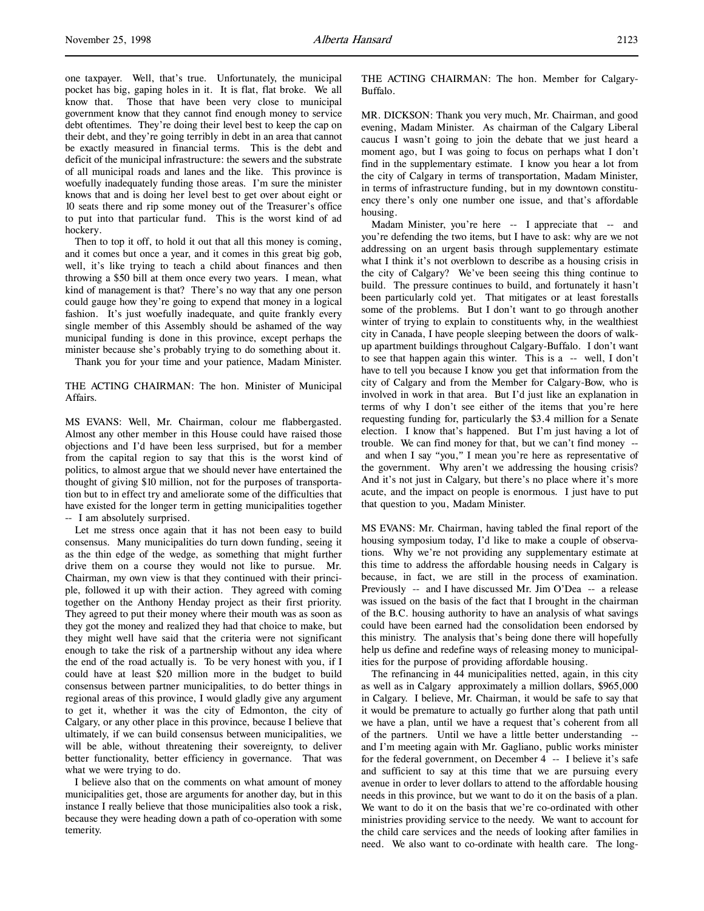one taxpayer. Well, that's true. Unfortunately, the municipal pocket has big, gaping holes in it. It is flat, flat broke. We all know that. Those that have been very close to municipal government know that they cannot find enough money to service debt oftentimes. They're doing their level best to keep the cap on their debt, and they're going terribly in debt in an area that cannot be exactly measured in financial terms. This is the debt and deficit of the municipal infrastructure: the sewers and the substrate of all municipal roads and lanes and the like. This province is woefully inadequately funding those areas. I'm sure the minister knows that and is doing her level best to get over about eight or 10 seats there and rip some money out of the Treasurer's office to put into that particular fund. This is the worst kind of ad hockery.

Then to top it off, to hold it out that all this money is coming, and it comes but once a year, and it comes in this great big gob, well, it's like trying to teach a child about finances and then throwing a $50 bill at them once every two years. I mean, what kind of management is that? There's no way that any one person could gauge how they're going to expend that money in a logical fashion. It's just woefully inadequate, and quite frankly every single member of this Assembly should be ashamed of the way municipal funding is done in this province, except perhaps the minister because she's probably trying to do something about it.

Thank you for your time and your patience, Madam Minister.

THE ACTING CHAIRMAN: The hon. Minister of Municipal Affairs.

MS EVANS: Well, Mr. Chairman, colour me flabbergasted. Almost any other member in this House could have raised those objections and I'd have been less surprised, but for a member from the capital region to say that this is the worst kind of politics, to almost argue that we should never have entertained the thought of giving $10 million, not for the purposes of transportation but to in effect try and ameliorate some of the difficulties that have existed for the longer term in getting municipalities together -- I am absolutely surprised.

Let me stress once again that it has not been easy to build consensus. Many municipalities do turn down funding, seeing it as the thin edge of the wedge, as something that might further drive them on a course they would not like to pursue. Mr. Chairman, my own view is that they continued with their principle, followed it up with their action. They agreed with coming together on the Anthony Henday project as their first priority. They agreed to put their money where their mouth was as soon as they got the money and realized they had that choice to make, but they might well have said that the criteria were not significant enough to take the risk of a partnership without any idea where the end of the road actually is. To be very honest with you, if I could have at least $20 million more in the budget to build consensus between partner municipalities, to do better things in regional areas of this province, I would gladly give any argument to get it, whether it was the city of Edmonton, the city of Calgary, or any other place in this province, because I believe that ultimately, if we can build consensus between municipalities, we will be able, without threatening their sovereignty, to deliver better functionality, better efficiency in governance. That was what we were trying to do.

I believe also that on the comments on what amount of money municipalities get, those are arguments for another day, but in this instance I really believe that those municipalities also took a risk, because they were heading down a path of co-operation with some temerity.

THE ACTING CHAIRMAN: The hon. Member for Calgary-Buffalo.

MR. DICKSON: Thank you very much, Mr. Chairman, and good evening, Madam Minister. As chairman of the Calgary Liberal caucus I wasn't going to join the debate that we just heard a moment ago, but I was going to focus on perhaps what I don't find in the supplementary estimate. I know you hear a lot from the city of Calgary in terms of transportation, Madam Minister, in terms of infrastructure funding, but in my downtown constituency there's only one number one issue, and that's affordable housing.

Madam Minister, you're here -- I appreciate that -- and you're defending the two items, but I have to ask: why are we not addressing on an urgent basis through supplementary estimate what I think it's not overblown to describe as a housing crisis in the city of Calgary? We've been seeing this thing continue to build. The pressure continues to build, and fortunately it hasn't been particularly cold yet. That mitigates or at least forestalls some of the problems. But I don't want to go through another winter of trying to explain to constituents why, in the wealthiest city in Canada, I have people sleeping between the doors of walk-up apartment buildings throughout Calgary-Buffalo. I don't want to see that happen again this winter. This is a -- well, I don't have to tell you because I know you get that information from the city of Calgary and from the Member for Calgary-Bow, who is involved in work in that area. But I'd just like an explanation in terms of why I don't see either of the items that you're here requesting funding for, particularly the $3.4 million for a Senate election. I know that's happened. But I'm just having a lot of trouble. We can find money for that, but we can't find money -- and when I say "you," I mean you're here as representative of the government. Why aren't we addressing the housing crisis? And it's not just in Calgary, but there's no place where it's more acute, and the impact on people is enormous. I just have to put that question to you, Madam Minister.

MS EVANS: Mr. Chairman, having tabled the final report of the housing symposium today, I'd like to make a couple of observations. Why we're not providing any supplementary estimate at this time to address the affordable housing needs in Calgary is because, in fact, we are still in the process of examination. Previously -- and I have discussed Mr. Jim O'Dea -- a release was issued on the basis of the fact that I brought in the chairman of the B.C. housing authority to have an analysis of what savings could have been earned had the consolidation been endorsed by this ministry. The analysis that's being done there will hopefully help us define and redefine ways of releasing money to municipalities for the purpose of providing affordable housing.

The refinancing in 44 municipalities netted, again, in this city as well as in Calgary approximately a million dollars, $965,000 in Calgary. I believe, Mr. Chairman, it would be safe to say that it would be premature to actually go further along that path until we have a plan, until we have a request that's coherent from all of the partners. Until we have a little better understanding -- and I'm meeting again with Mr. Gagliano, public works minister for the federal government, on December 4 -- I believe it's safe and sufficient to say at this time that we are pursuing every avenue in order to lever dollars to attend to the affordable housing needs in this province, but we want to do it on the basis of a plan. We want to do it on the basis that we're co-ordinated with other ministries providing service to the needy. We want to account for the child care services and the needs of looking after families in need. We also want to co-ordinate with health care. The long-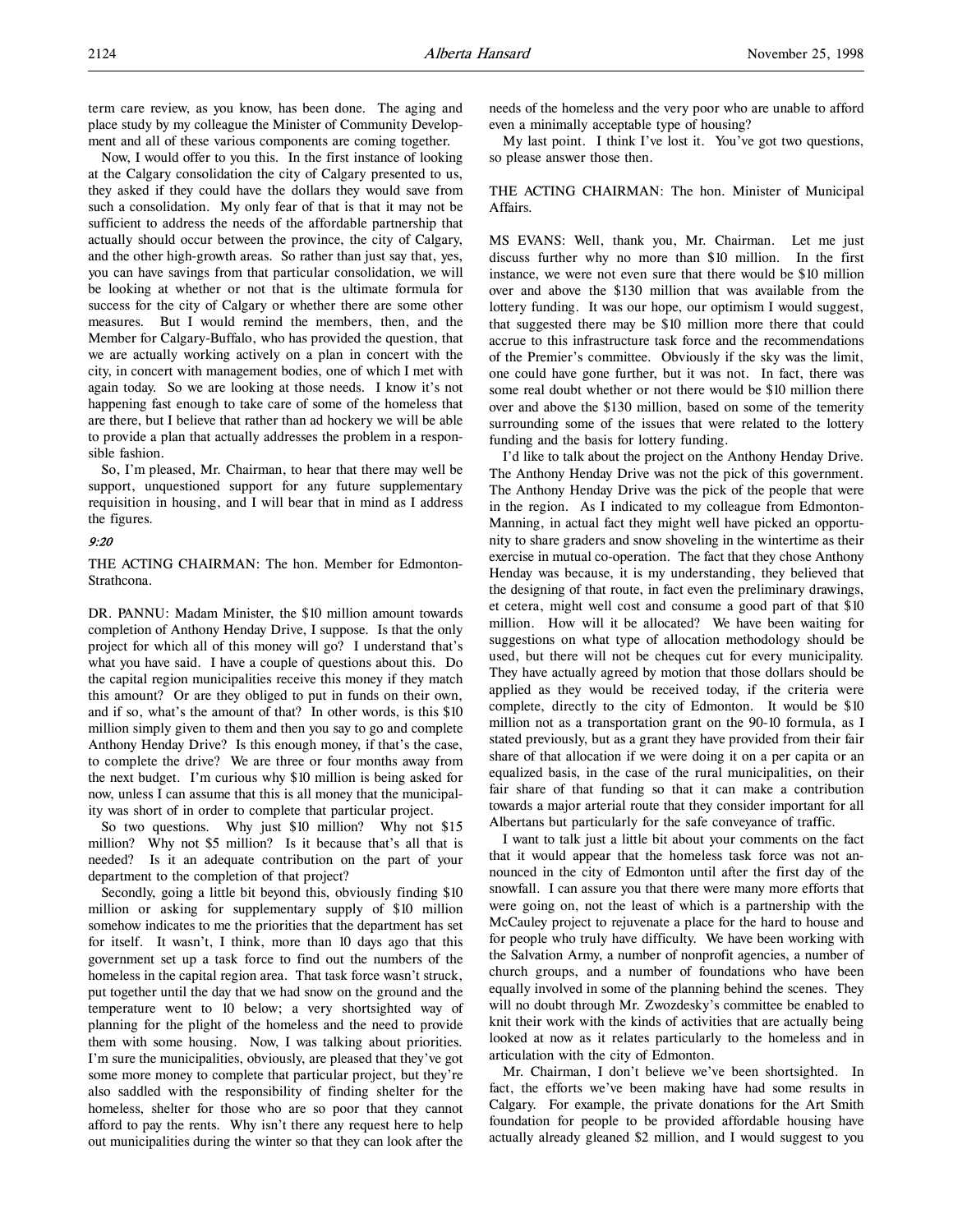term care review, as you know, has been done. The aging and place study by my colleague the Minister of Community Development and all of these various components are coming together.

Now, I would offer to you this. In the first instance of looking at the Calgary consolidation the city of Calgary presented to us, they asked if they could have the dollars they would save from such a consolidation. My only fear of that is that it may not be sufficient to address the needs of the affordable partnership that actually should occur between the province, the city of Calgary, and the other high-growth areas. So rather than just say that, yes, you can have savings from that particular consolidation, we will be looking at whether or not that is the ultimate formula for success for the city of Calgary or whether there are some other measures. But I would remind the members, then, and the Member for Calgary-Buffalo, who has provided the question, that we are actually working actively on a plan in concert with the city, in concert with management bodies, one of which I met with again today. So we are looking at those needs. I know it's not happening fast enough to take care of some of the homeless that are there, but I believe that rather than ad hockery we will be able to provide a plan that actually addresses the problem in a responsible fashion.

So, I'm pleased, Mr. Chairman, to hear that there may well be support, unquestioned support for any future supplementary requisition in housing, and I will bear that in mind as I address the figures.

*9:20*

THE ACTING CHAIRMAN: The hon. Member for Edmonton-Strathcona.

DR. PANNU: Madam Minister, the $10 million amount towards completion of Anthony Henday Drive, I suppose. Is that the only project for which all of this money will go? I understand that's what you have said. I have a couple of questions about this. Do the capital region municipalities receive this money if they match this amount? Or are they obliged to put in funds on their own, and if so, what's the amount of that? In other words, is this $10 million simply given to them and then you say to go and complete Anthony Henday Drive? Is this enough money, if that's the case, to complete the drive? We are three or four months away from the next budget. I'm curious why $10 million is being asked for now, unless I can assume that this is all money that the municipality was short of in order to complete that particular project.

So two questions. Why just $10 million? Why not $15 million? Why not $5 million? Is it because that's all that is needed? Is it an adequate contribution on the part of your department to the completion of that project?

Secondly, going a little bit beyond this, obviously finding $10 million or asking for supplementary supply of $10 million somehow indicates to me the priorities that the department has set for itself. It wasn't, I think, more than 10 days ago that this government set up a task force to find out the numbers of the homeless in the capital region area. That task force wasn't struck, put together until the day that we had snow on the ground and the temperature went to 10 below; a very shortsighted way of planning for the plight of the homeless and the need to provide them with some housing. Now, I was talking about priorities. I'm sure the municipalities, obviously, are pleased that they've got some more money to complete that particular project, but they're also saddled with the responsibility of finding shelter for the homeless, shelter for those who are so poor that they cannot afford to pay the rents. Why isn't there any request here to help out municipalities during the winter so that they can look after the needs of the homeless and the very poor who are unable to afford even a minimally acceptable type of housing?

My last point. I think I've lost it. You've got two questions, so please answer those then.

THE ACTING CHAIRMAN: The hon. Minister of Municipal Affairs.

MS EVANS: Well, thank you, Mr. Chairman. Let me just discuss further why no more than $10 million. In the first instance, we were not even sure that there would be $10 million over and above the $130 million that was available from the lottery funding. It was our hope, our optimism I would suggest, that suggested there may be $10 million more there that could accrue to this infrastructure task force and the recommendations of the Premier's committee. Obviously if the sky was the limit, one could have gone further, but it was not. In fact, there was some real doubt whether or not there would be $10 million there over and above the $130 million, based on some of the temerity surrounding some of the issues that were related to the lottery funding and the basis for lottery funding.

I'd like to talk about the project on the Anthony Henday Drive. The Anthony Henday Drive was not the pick of this government. The Anthony Henday Drive was the pick of the people that were in the region. As I indicated to my colleague from Edmonton-Manning, in actual fact they might well have picked an opportunity to share graders and snow shoveling in the wintertime as their exercise in mutual co-operation. The fact that they chose Anthony Henday was because, it is my understanding, they believed that the designing of that route, in fact even the preliminary drawings, et cetera, might well cost and consume a good part of that $10 million. How will it be allocated? We have been waiting for suggestions on what type of allocation methodology should be used, but there will not be cheques cut for every municipality. They have actually agreed by motion that those dollars should be applied as they would be received today, if the criteria were complete, directly to the city of Edmonton. It would be $10 million not as a transportation grant on the 90-10 formula, as I stated previously, but as a grant they have provided from their fair share of that allocation if we were doing it on a per capita or an equalized basis, in the case of the rural municipalities, on their fair share of that funding so that it can make a contribution towards a major arterial route that they consider important for all Albertans but particularly for the safe conveyance of traffic.

I want to talk just a little bit about your comments on the fact that it would appear that the homeless task force was not announced in the city of Edmonton until after the first day of the snowfall. I can assure you that there were many more efforts that were going on, not the least of which is a partnership with the McCauley project to rejuvenate a place for the hard to house and for people who truly have difficulty. We have been working with the Salvation Army, a number of nonprofit agencies, a number of church groups, and a number of foundations who have been equally involved in some of the planning behind the scenes. They will no doubt through Mr. Zwozdesky's committee be enabled to knit their work with the kinds of activities that are actually being looked at now as it relates particularly to the homeless and in articulation with the city of Edmonton.

Mr. Chairman, I don't believe we've been shortsighted. In fact, the efforts we've been making have had some results in Calgary. For example, the private donations for the Art Smith foundation for people to be provided affordable housing have actually already gleaned $2 million, and I would suggest to you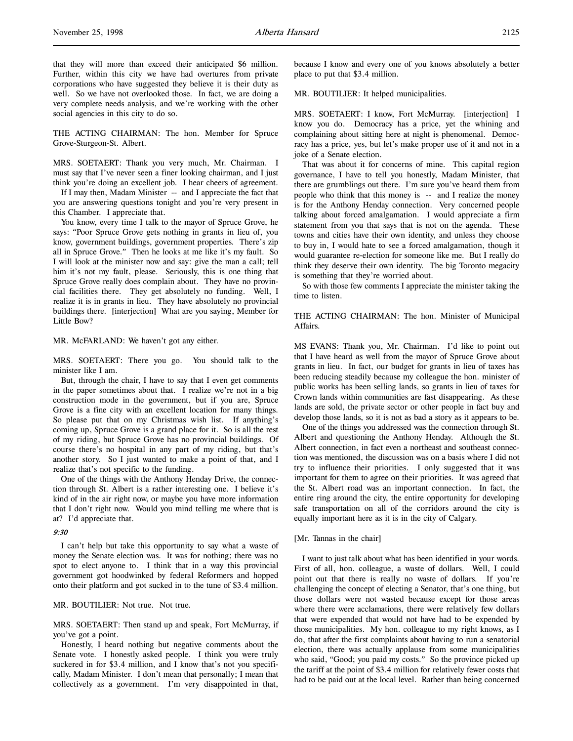that they will more than exceed their anticipated $6 million. Further, within this city we have had overtures from private corporations who have suggested they believe it is their duty as well. So we have not overlooked those. In fact, we are doing a very complete needs analysis, and we're working with the other social agencies in this city to do so.

THE ACTING CHAIRMAN: The hon. Member for Spruce Grove-Sturgeon-St. Albert.

MRS. SOETAERT: Thank you very much, Mr. Chairman. I must say that I've never seen a finer looking chairman, and I just think you're doing an excellent job. I hear cheers of agreement.

If I may then, Madam Minister -- and I appreciate the fact that you are answering questions tonight and you're very present in this Chamber. I appreciate that.

You know, every time I talk to the mayor of Spruce Grove, he says: "Poor Spruce Grove gets nothing in grants in lieu of, you know, government buildings, government properties. There's zip all in Spruce Grove." Then he looks at me like it's my fault. So I will look at the minister now and say: give the man a call; tell him it's not my fault, please. Seriously, this is one thing that Spruce Grove really does complain about. They have no provincial facilities there. They get absolutely no funding. Well, I realize it is in grants in lieu. They have absolutely no provincial buildings there. [interjection] What are you saying, Member for Little Bow?

MR. McFARLAND: We haven't got any either.

MRS. SOETAERT: There you go. You should talk to the minister like I am.

But, through the chair, I have to say that I even get comments in the paper sometimes about that. I realize we're not in a big construction mode in the government, but if you are, Spruce Grove is a fine city with an excellent location for many things. So please put that on my Christmas wish list. If anything's coming up, Spruce Grove is a grand place for it. So is all the rest of my riding, but Spruce Grove has no provincial buildings. Of course there's no hospital in any part of my riding, but that's another story. So I just wanted to make a point of that, and I realize that's not specific to the funding.

One of the things with the Anthony Henday Drive, the connection through St. Albert is a rather interesting one. I believe it's kind of in the air right now, or maybe you have more information that I don't right now. Would you mind telling me where that is at? I'd appreciate that.

*9:30*

I can't help but take this opportunity to say what a waste of money the Senate election was. It was for nothing; there was no spot to elect anyone to. I think that in a way this provincial government got hoodwinked by federal Reformers and hopped onto their platform and got sucked in to the tune of $3.4 million.

MR. BOUTILIER: Not true. Not true.

MRS. SOETAERT: Then stand up and speak, Fort McMurray, if you've got a point.

Honestly, I heard nothing but negative comments about the Senate vote. I honestly asked people. I think you were truly suckered in for $3.4 million, and I know that's not you specifically, Madam Minister. I don't mean that personally; I mean that collectively as a government. I'm very disappointed in that, because I know and every one of you knows absolutely a better place to put that $3.4 million.

MR. BOUTILIER: It helped municipalities.

MRS. SOETAERT: I know, Fort McMurray. [interjection] I know you do. Democracy has a price, yet the whining and complaining about sitting here at night is phenomenal. Democracy has a price, yes, but let's make proper use of it and not in a joke of a Senate election.

That was about it for concerns of mine. This capital region governance, I have to tell you honestly, Madam Minister, that there are grumblings out there. I'm sure you've heard them from people who think that this money is -- and I realize the money is for the Anthony Henday connection. Very concerned people talking about forced amalgamation. I would appreciate a firm statement from you that says that is not on the agenda. These towns and cities have their own identity, and unless they choose to buy in, I would hate to see a forced amalgamation, though it would guarantee re-election for someone like me. But I really do think they deserve their own identity. The big Toronto megacity is something that they're worried about.

So with those few comments I appreciate the minister taking the time to listen.

THE ACTING CHAIRMAN: The hon. Minister of Municipal Affairs.

MS EVANS: Thank you, Mr. Chairman. I'd like to point out that I have heard as well from the mayor of Spruce Grove about grants in lieu. In fact, our budget for grants in lieu of taxes has been reducing steadily because my colleague the hon. minister of public works has been selling lands, so grants in lieu of taxes for Crown lands within communities are fast disappearing. As these lands are sold, the private sector or other people in fact buy and develop those lands, so it is not as bad a story as it appears to be.

One of the things you addressed was the connection through St. Albert and questioning the Anthony Henday. Although the St. Albert connection, in fact even a northeast and southeast connection was mentioned, the discussion was on a basis where I did not try to influence their priorities. I only suggested that it was important for them to agree on their priorities. It was agreed that the St. Albert road was an important connection. In fact, the entire ring around the city, the entire opportunity for developing safe transportation on all of the corridors around the city is equally important here as it is in the city of Calgary.

[Mr. Tannas in the chair]

I want to just talk about what has been identified in your words. First of all, hon. colleague, a waste of dollars. Well, I could point out that there is really no waste of dollars. If you're challenging the concept of electing a Senator, that's one thing, but those dollars were not wasted because except for those areas where there were acclamations, there were relatively few dollars that were expended that would not have had to be expended by those municipalities. My hon. colleague to my right knows, as I do, that after the first complaints about having to run a senatorial election, there was actually applause from some municipalities who said, "Good; you paid my costs." So the province picked up the tariff at the point of $3.4 million for relatively fewer costs that had to be paid out at the local level. Rather than being concerned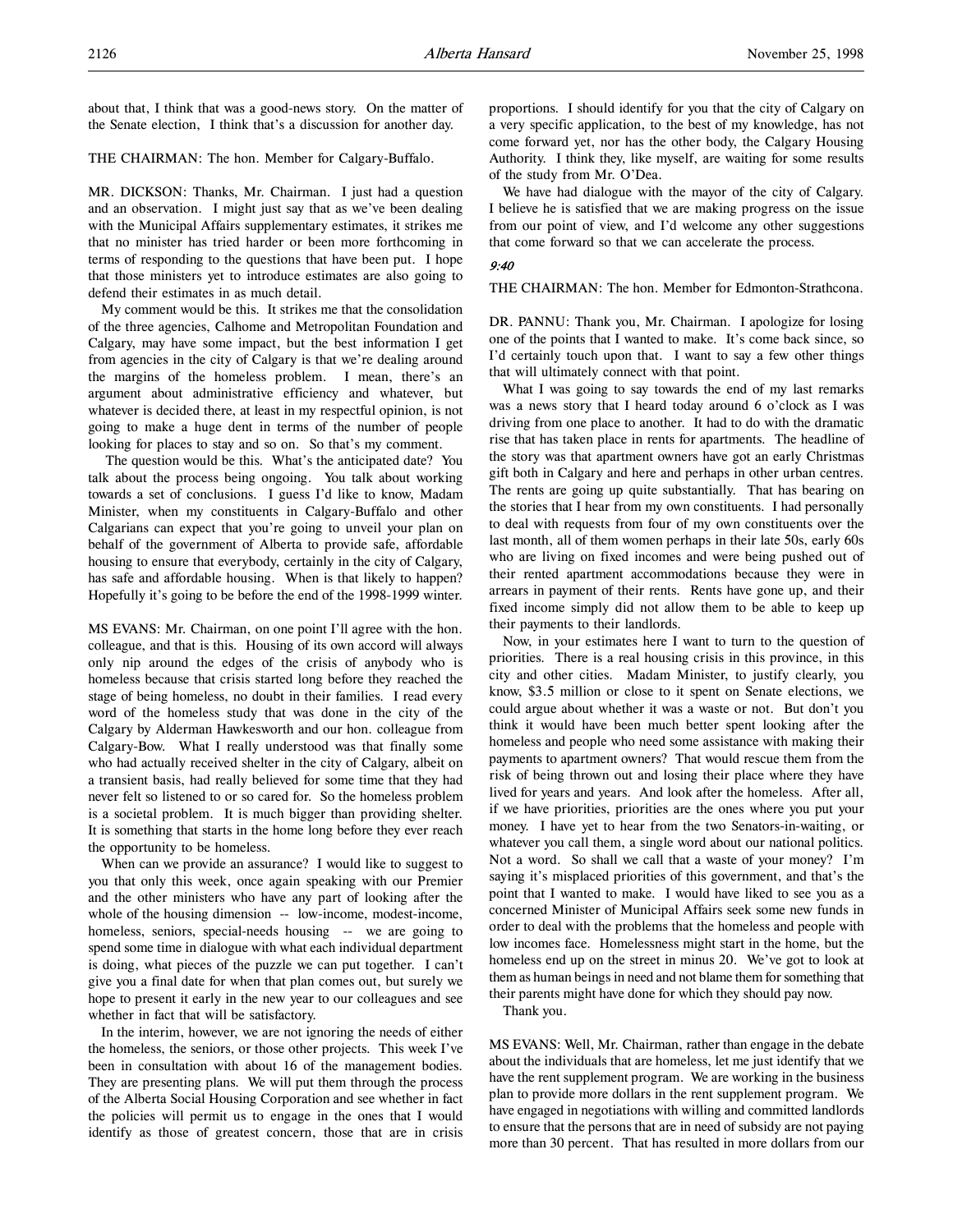about that, I think that was a good-news story. On the matter of the Senate election, I think that's a discussion for another day.

THE CHAIRMAN: The hon. Member for Calgary-Buffalo.

MR. DICKSON: Thanks, Mr. Chairman. I just had a question and an observation. I might just say that as we've been dealing with the Municipal Affairs supplementary estimates, it strikes me that no minister has tried harder or been more forthcoming in terms of responding to the questions that have been put. I hope that those ministers yet to introduce estimates are also going to defend their estimates in as much detail.

My comment would be this. It strikes me that the consolidation of the three agencies, Calhome and Metropolitan Foundation and Calgary, may have some impact, but the best information I get from agencies in the city of Calgary is that we're dealing around the margins of the homeless problem. I mean, there's an argument about administrative efficiency and whatever, but whatever is decided there, at least in my respectful opinion, is not going to make a huge dent in terms of the number of people looking for places to stay and so on. So that's my comment.

The question would be this. What's the anticipated date? You talk about the process being ongoing. You talk about working towards a set of conclusions. I guess I'd like to know, Madam Minister, when my constituents in Calgary-Buffalo and other Calgarians can expect that you're going to unveil your plan on behalf of the government of Alberta to provide safe, affordable housing to ensure that everybody, certainly in the city of Calgary, has safe and affordable housing. When is that likely to happen? Hopefully it's going to be before the end of the 1998-1999 winter.

MS EVANS: Mr. Chairman, on one point I'll agree with the hon. colleague, and that is this. Housing of its own accord will always only nip around the edges of the crisis of anybody who is homeless because that crisis started long before they reached the stage of being homeless, no doubt in their families. I read every word of the homeless study that was done in the city of the Calgary by Alderman Hawkesworth and our hon. colleague from Calgary-Bow. What I really understood was that finally some who had actually received shelter in the city of Calgary, albeit on a transient basis, had really believed for some time that they had never felt so listened to or so cared for. So the homeless problem is a societal problem. It is much bigger than providing shelter. It is something that starts in the home long before they ever reach the opportunity to be homeless.

When can we provide an assurance? I would like to suggest to you that only this week, once again speaking with our Premier and the other ministers who have any part of looking after the whole of the housing dimension -- low-income, modest-income, homeless, seniors, special-needs housing -- we are going to spend some time in dialogue with what each individual department is doing, what pieces of the puzzle we can put together. I can't give you a final date for when that plan comes out, but surely we hope to present it early in the new year to our colleagues and see whether in fact that will be satisfactory.

In the interim, however, we are not ignoring the needs of either the homeless, the seniors, or those other projects. This week I've been in consultation with about 16 of the management bodies. They are presenting plans. We will put them through the process of the Alberta Social Housing Corporation and see whether in fact the policies will permit us to engage in the ones that I would identify as those of greatest concern, those that are in crisis proportions. I should identify for you that the city of Calgary on a very specific application, to the best of my knowledge, has not come forward yet, nor has the other body, the Calgary Housing Authority. I think they, like myself, are waiting for some results of the study from Mr. O'Dea.

We have had dialogue with the mayor of the city of Calgary. I believe he is satisfied that we are making progress on the issue from our point of view, and I'd welcome any other suggestions that come forward so that we can accelerate the process.

*9:40*

THE CHAIRMAN: The hon. Member for Edmonton-Strathcona.

DR. PANNU: Thank you, Mr. Chairman. I apologize for losing one of the points that I wanted to make. It's come back since, so I'd certainly touch upon that. I want to say a few other things that will ultimately connect with that point.

What I was going to say towards the end of my last remarks was a news story that I heard today around 6 o'clock as I was driving from one place to another. It had to do with the dramatic rise that has taken place in rents for apartments. The headline of the story was that apartment owners have got an early Christmas gift both in Calgary and here and perhaps in other urban centres. The rents are going up quite substantially. That has bearing on the stories that I hear from my own constituents. I had personally to deal with requests from four of my own constituents over the last month, all of them women perhaps in their late 50s, early 60s who are living on fixed incomes and were being pushed out of their rented apartment accommodations because they were in arrears in payment of their rents. Rents have gone up, and their fixed income simply did not allow them to be able to keep up their payments to their landlords.

Now, in your estimates here I want to turn to the question of priorities. There is a real housing crisis in this province, in this city and other cities. Madam Minister, to justify clearly, you know, $3.5 million or close to it spent on Senate elections, we could argue about whether it was a waste or not. But don't you think it would have been much better spent looking after the homeless and people who need some assistance with making their payments to apartment owners? That would rescue them from the risk of being thrown out and losing their place where they have lived for years and years. And look after the homeless. After all, if we have priorities, priorities are the ones where you put your money. I have yet to hear from the two Senators-in-waiting, or whatever you call them, a single word about our national politics. Not a word. So shall we call that a waste of your money? I'm saying it's misplaced priorities of this government, and that's the point that I wanted to make. I would have liked to see you as a concerned Minister of Municipal Affairs seek some new funds in order to deal with the problems that the homeless and people with low incomes face. Homelessness might start in the home, but the homeless end up on the street in minus 20. We've got to look at them as human beings in need and not blame them for something that their parents might have done for which they should pay now.

Thank you.

MS EVANS: Well, Mr. Chairman, rather than engage in the debate about the individuals that are homeless, let me just identify that we have the rent supplement program. We are working in the business plan to provide more dollars in the rent supplement program. We have engaged in negotiations with willing and committed landlords to ensure that the persons that are in need of subsidy are not paying more than 30 percent. That has resulted in more dollars from our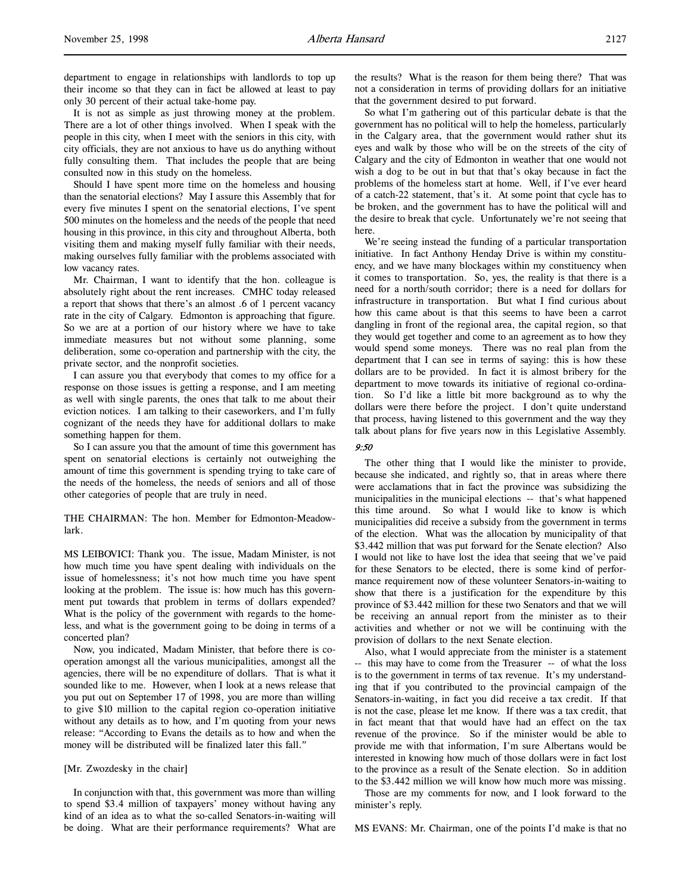department to engage in relationships with landlords to top up their income so that they can in fact be allowed at least to pay only 30 percent of their actual take-home pay.

It is not as simple as just throwing money at the problem. There are a lot of other things involved. When I speak with the people in this city, when I meet with the seniors in this city, with city officials, they are not anxious to have us do anything without fully consulting them. That includes the people that are being consulted now in this study on the homeless.

Should I have spent more time on the homeless and housing than the senatorial elections? May I assure this Assembly that for every five minutes I spent on the senatorial elections, I've spent 500 minutes on the homeless and the needs of the people that need housing in this province, in this city and throughout Alberta, both visiting them and making myself fully familiar with their needs, making ourselves fully familiar with the problems associated with low vacancy rates.

Mr. Chairman, I want to identify that the hon. colleague is absolutely right about the rent increases. CMHC today released a report that shows that there's an almost .6 of 1 percent vacancy rate in the city of Calgary. Edmonton is approaching that figure. So we are at a portion of our history where we have to take immediate measures but not without some planning, some deliberation, some co-operation and partnership with the city, the private sector, and the nonprofit societies.

I can assure you that everybody that comes to my office for a response on those issues is getting a response, and I am meeting as well with single parents, the ones that talk to me about their eviction notices. I am talking to their caseworkers, and I'm fully cognizant of the needs they have for additional dollars to make something happen for them.

So I can assure you that the amount of time this government has spent on senatorial elections is certainly not outweighing the amount of time this government is spending trying to take care of the needs of the homeless, the needs of seniors and all of those other categories of people that are truly in need.

THE CHAIRMAN: The hon. Member for Edmonton-Meadowlark.

MS LEIBOVICI: Thank you. The issue, Madam Minister, is not how much time you have spent dealing with individuals on the issue of homelessness; it's not how much time you have spent looking at the problem. The issue is: how much has this government put towards that problem in terms of dollars expended? What is the policy of the government with regards to the homeless, and what is the government going to be doing in terms of a concerted plan?

Now, you indicated, Madam Minister, that before there is co-operation amongst all the various municipalities, amongst all the agencies, there will be no expenditure of dollars. That is what it sounded like to me. However, when I look at a news release that you put out on September 17 of 1998, you are more than willing to give $10 million to the capital region co-operation initiative without any details as to how, and I'm quoting from your news release: "According to Evans the details as to how and when the money will be distributed will be finalized later this fall."

[Mr. Zwozdesky in the chair]

In conjunction with that, this government was more than willing to spend $3.4 million of taxpayers' money without having any kind of an idea as to what the so-called Senators-in-waiting will be doing. What are their performance requirements? What are the results? What is the reason for them being there? That was not a consideration in terms of providing dollars for an initiative that the government desired to put forward.

So what I'm gathering out of this particular debate is that the government has no political will to help the homeless, particularly in the Calgary area, that the government would rather shut its eyes and walk by those who will be on the streets of the city of Calgary and the city of Edmonton in weather that one would not wish a dog to be out in but that that's okay because in fact the problems of the homeless start at home. Well, if I've ever heard of a catch-22 statement, that's it. At some point that cycle has to be broken, and the government has to have the political will and the desire to break that cycle. Unfortunately we're not seeing that here.

We're seeing instead the funding of a particular transportation initiative. In fact Anthony Henday Drive is within my constituency, and we have many blockages within my constituency when it comes to transportation. So, yes, the reality is that there is a need for a north/south corridor; there is a need for dollars for infrastructure in transportation. But what I find curious about how this came about is that this seems to have been a carrot dangling in front of the regional area, the capital region, so that they would get together and come to an agreement as to how they would spend some moneys. There was no real plan from the department that I can see in terms of saying: this is how these dollars are to be provided. In fact it is almost bribery for the department to move towards its initiative of regional co-ordination. So I'd like a little bit more background as to why the dollars were there before the project. I don't quite understand that process, having listened to this government and the way they talk about plans for five years now in this Legislative Assembly.

*9:50*

The other thing that I would like the minister to provide, because she indicated, and rightly so, that in areas where there were acclamations that in fact the province was subsidizing the municipalities in the municipal elections -- that's what happened this time around. So what I would like to know is which municipalities did receive a subsidy from the government in terms of the election. What was the allocation by municipality of that $3.442 million that was put forward for the Senate election? Also I would not like to have lost the idea that seeing that we've paid for these Senators to be elected, there is some kind of performance requirement now of these volunteer Senators-in-waiting to show that there is a justification for the expenditure by this province of $3.442 million for these two Senators and that we will be receiving an annual report from the minister as to their activities and whether or not we will be continuing with the provision of dollars to the next Senate election.

Also, what I would appreciate from the minister is a statement -- this may have to come from the Treasurer -- of what the loss is to the government in terms of tax revenue. It's my understanding that if you contributed to the provincial campaign of the Senators-in-waiting, in fact you did receive a tax credit. If that is not the case, please let me know. If there was a tax credit, that in fact meant that that would have had an effect on the tax revenue of the province. So if the minister would be able to provide me with that information, I'm sure Albertans would be interested in knowing how much of those dollars were in fact lost to the province as a result of the Senate election. So in addition to the $3.442 million we will know how much more was missing.

Those are my comments for now, and I look forward to the minister's reply.

MS EVANS: Mr. Chairman, one of the points I'd make is that no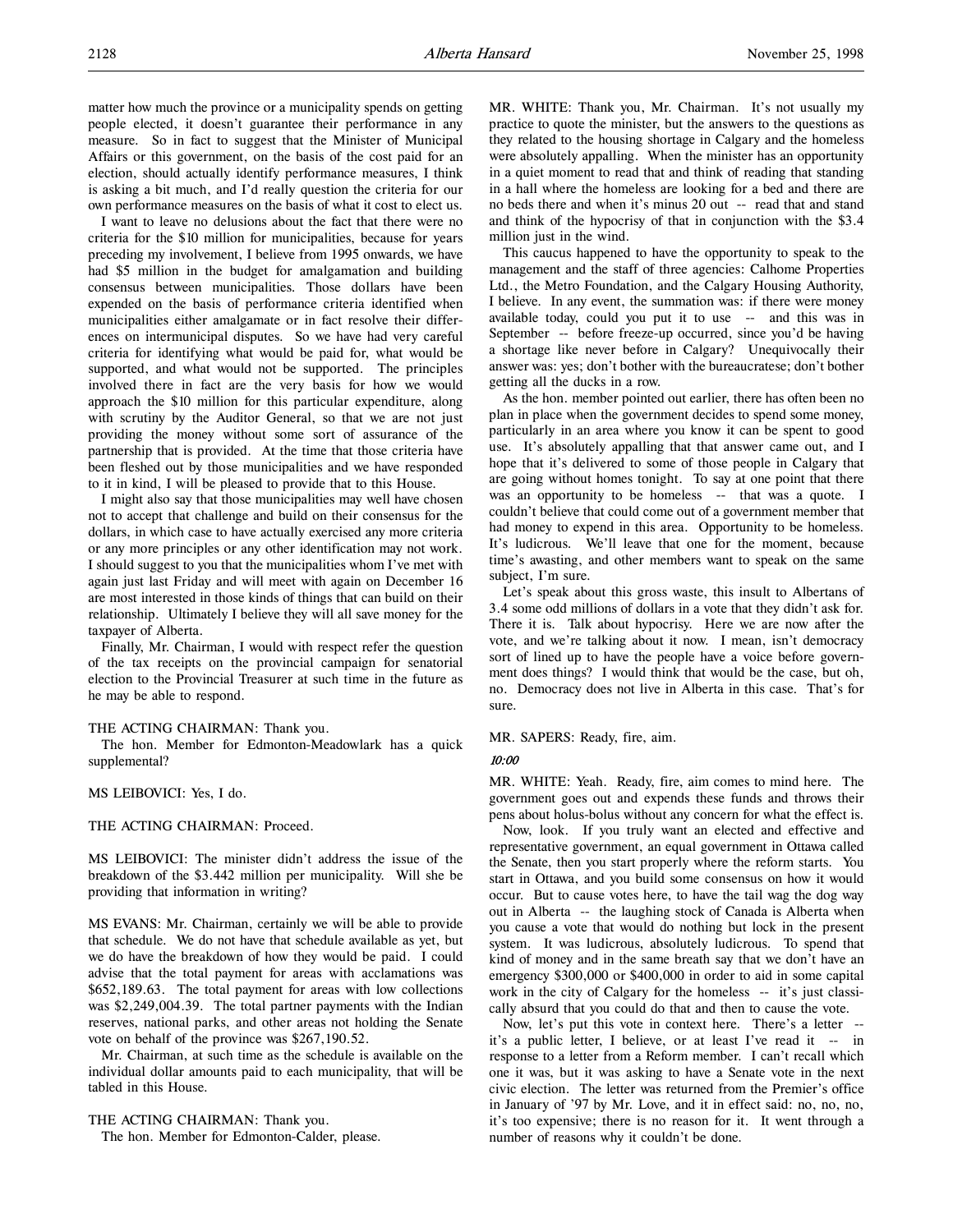matter how much the province or a municipality spends on getting people elected, it doesn't guarantee their performance in any measure. So in fact to suggest that the Minister of Municipal Affairs or this government, on the basis of the cost paid for an election, should actually identify performance measures, I think is asking a bit much, and I'd really question the criteria for our own performance measures on the basis of what it cost to elect us.

I want to leave no delusions about the fact that there were no criteria for the $10 million for municipalities, because for years preceding my involvement, I believe from 1995 onwards, we have had $5 million in the budget for amalgamation and building consensus between municipalities. Those dollars have been expended on the basis of performance criteria identified when municipalities either amalgamate or in fact resolve their differences on intermunicipal disputes. So we have had very careful criteria for identifying what would be paid for, what would be supported, and what would not be supported. The principles involved there in fact are the very basis for how we would approach the $10 million for this particular expenditure, along with scrutiny by the Auditor General, so that we are not just providing the money without some sort of assurance of the partnership that is provided. At the time that those criteria have been fleshed out by those municipalities and we have responded to it in kind, I will be pleased to provide that to this House.

I might also say that those municipalities may well have chosen not to accept that challenge and build on their consensus for the dollars, in which case to have actually exercised any more criteria or any more principles or any other identification may not work. I should suggest to you that the municipalities whom I've met with again just last Friday and will meet with again on December 16 are most interested in those kinds of things that can build on their relationship. Ultimately I believe they will all save money for the taxpayer of Alberta.

Finally, Mr. Chairman, I would with respect refer the question of the tax receipts on the provincial campaign for senatorial election to the Provincial Treasurer at such time in the future as he may be able to respond.

THE ACTING CHAIRMAN: Thank you.

The hon. Member for Edmonton-Meadowlark has a quick supplemental?

MS LEIBOVICI: Yes, I do.

THE ACTING CHAIRMAN: Proceed.

MS LEIBOVICI: The minister didn't address the issue of the breakdown of the $3.442 million per municipality. Will she be providing that information in writing?

MS EVANS: Mr. Chairman, certainly we will be able to provide that schedule. We do not have that schedule available as yet, but we do have the breakdown of how they would be paid. I could advise that the total payment for areas with acclamations was $652,189.63. The total payment for areas with low collections was $2,249,004.39. The total partner payments with the Indian reserves, national parks, and other areas not holding the Senate vote on behalf of the province was $267,190.52.

Mr. Chairman, at such time as the schedule is available on the individual dollar amounts paid to each municipality, that will be tabled in this House.

THE ACTING CHAIRMAN: Thank you.

The hon. Member for Edmonton-Calder, please.

MR. WHITE: Thank you, Mr. Chairman. It's not usually my practice to quote the minister, but the answers to the questions as they related to the housing shortage in Calgary and the homeless were absolutely appalling. When the minister has an opportunity in a quiet moment to read that and think of reading that standing in a hall where the homeless are looking for a bed and there are no beds there and when it's minus 20 out -- read that and stand and think of the hypocrisy of that in conjunction with the $3.4 million just in the wind.

This caucus happened to have the opportunity to speak to the management and the staff of three agencies: Calhome Properties Ltd., the Metro Foundation, and the Calgary Housing Authority, I believe. In any event, the summation was: if there were money available today, could you put it to use -- and this was in September -- before freeze-up occurred, since you'd be having a shortage like never before in Calgary? Unequivocally their answer was: yes; don't bother with the bureaucratese; don't bother getting all the ducks in a row.

As the hon. member pointed out earlier, there has often been no plan in place when the government decides to spend some money, particularly in an area where you know it can be spent to good use. It's absolutely appalling that that answer came out, and I hope that it's delivered to some of those people in Calgary that are going without homes tonight. To say at one point that there was an opportunity to be homeless -- that was a quote. I couldn't believe that could come out of a government member that had money to expend in this area. Opportunity to be homeless. It's ludicrous. We'll leave that one for the moment, because time's awasting, and other members want to speak on the same subject, I'm sure.

Let's speak about this gross waste, this insult to Albertans of 3.4 some odd millions of dollars in a vote that they didn't ask for. There it is. Talk about hypocrisy. Here we are now after the vote, and we're talking about it now. I mean, isn't democracy sort of lined up to have the people have a voice before government does things? I would think that would be the case, but oh, no. Democracy does not live in Alberta in this case. That's for sure.

MR. SAPERS: Ready, fire, aim.

*10:00*

MR. WHITE: Yeah. Ready, fire, aim comes to mind here. The government goes out and expends these funds and throws their pens about holus-bolus without any concern for what the effect is.

Now, look. If you truly want an elected and effective and representative government, an equal government in Ottawa called the Senate, then you start properly where the reform starts. You start in Ottawa, and you build some consensus on how it would occur. But to cause votes here, to have the tail wag the dog way out in Alberta -- the laughing stock of Canada is Alberta when you cause a vote that would do nothing but lock in the present system. It was ludicrous, absolutely ludicrous. To spend that kind of money and in the same breath say that we don't have an emergency $300,000 or $400,000 in order to aid in some capital work in the city of Calgary for the homeless -- it's just classically absurd that you could do that and then to cause the vote.

Now, let's put this vote in context here. There's a letter -- it's a public letter, I believe, or at least I've read it -- in response to a letter from a Reform member. I can't recall which one it was, but it was asking to have a Senate vote in the next civic election. The letter was returned from the Premier's office in January of '97 by Mr. Love, and it in effect said: no, no, no, it's too expensive; there is no reason for it. It went through a number of reasons why it couldn't be done.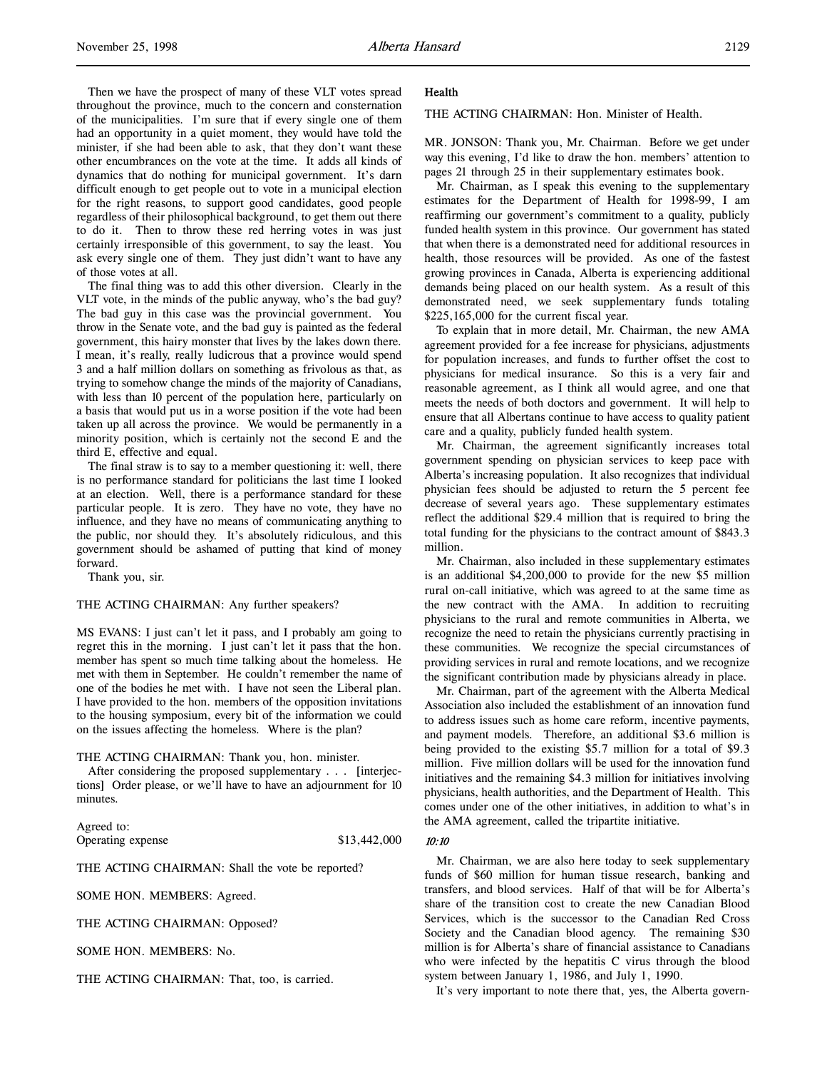Then we have the prospect of many of these VLT votes spread throughout the province, much to the concern and consternation of the municipalities. I'm sure that if every single one of them had an opportunity in a quiet moment, they would have told the minister, if she had been able to ask, that they don't want these other encumbrances on the vote at the time. It adds all kinds of dynamics that do nothing for municipal government. It's darn difficult enough to get people out to vote in a municipal election for the right reasons, to support good candidates, good people regardless of their philosophical background, to get them out there to do it. Then to throw these red herring votes in was just certainly irresponsible of this government, to say the least. You ask every single one of them. They just didn't want to have any of those votes at all.

The final thing was to add this other diversion. Clearly in the VLT vote, in the minds of the public anyway, who's the bad guy? The bad guy in this case was the provincial government. You throw in the Senate vote, and the bad guy is painted as the federal government, this hairy monster that lives by the lakes down there. I mean, it's really, really ludicrous that a province would spend 3 and a half million dollars on something as frivolous as that, as trying to somehow change the minds of the majority of Canadians, with less than 10 percent of the population here, particularly on a basis that would put us in a worse position if the vote had been taken up all across the province. We would be permanently in a minority position, which is certainly not the second E and the third E, effective and equal.

The final straw is to say to a member questioning it: well, there is no performance standard for politicians the last time I looked at an election. Well, there is a performance standard for these particular people. It is zero. They have no vote, they have no influence, and they have no means of communicating anything to the public, nor should they. It's absolutely ridiculous, and this government should be ashamed of putting that kind of money forward.

Thank you, sir.

THE ACTING CHAIRMAN: Any further speakers?

MS EVANS: I just can't let it pass, and I probably am going to regret this in the morning. I just can't let it pass that the hon. member has spent so much time talking about the homeless. He met with them in September. He couldn't remember the name of one of the bodies he met with. I have not seen the Liberal plan. I have provided to the hon. members of the opposition invitations to the housing symposium, every bit of the information we could on the issues affecting the homeless. Where is the plan?

THE ACTING CHAIRMAN: Thank you, hon. minister.

After considering the proposed supplementary . . . [interjections] Order please, or we'll have to have an adjournment for 10 minutes.

Agreed to:

| | |
|---|---|
| Operating expense | $13,442,000 |

THE ACTING CHAIRMAN: Shall the vote be reported?

SOME HON. MEMBERS: Agreed.

THE ACTING CHAIRMAN: Opposed?

SOME HON. MEMBERS: No.

THE ACTING CHAIRMAN: That, too, is carried.

### Health

THE ACTING CHAIRMAN: Hon. Minister of Health.

MR. JONSON: Thank you, Mr. Chairman. Before we get under way this evening, I'd like to draw the hon. members' attention to pages 21 through 25 in their supplementary estimates book.

Mr. Chairman, as I speak this evening to the supplementary estimates for the Department of Health for 1998-99, I am reaffirming our government's commitment to a quality, publicly funded health system in this province. Our government has stated that when there is a demonstrated need for additional resources in health, those resources will be provided. As one of the fastest growing provinces in Canada, Alberta is experiencing additional demands being placed on our health system. As a result of this demonstrated need, we seek supplementary funds totaling $225,165,000 for the current fiscal year.

To explain that in more detail, Mr. Chairman, the new AMA agreement provided for a fee increase for physicians, adjustments for population increases, and funds to further offset the cost to physicians for medical insurance. So this is a very fair and reasonable agreement, as I think all would agree, and one that meets the needs of both doctors and government. It will help to ensure that all Albertans continue to have access to quality patient care and a quality, publicly funded health system.

Mr. Chairman, the agreement significantly increases total government spending on physician services to keep pace with Alberta's increasing population. It also recognizes that individual physician fees should be adjusted to return the 5 percent fee decrease of several years ago. These supplementary estimates reflect the additional $29.4 million that is required to bring the total funding for the physicians to the contract amount of $843.3 million.

Mr. Chairman, also included in these supplementary estimates is an additional $4,200,000 to provide for the new $5 million rural on-call initiative, which was agreed to at the same time as the new contract with the AMA. In addition to recruiting physicians to the rural and remote communities in Alberta, we recognize the need to retain the physicians currently practising in these communities. We recognize the special circumstances of providing services in rural and remote locations, and we recognize the significant contribution made by physicians already in place.

Mr. Chairman, part of the agreement with the Alberta Medical Association also included the establishment of an innovation fund to address issues such as home care reform, incentive payments, and payment models. Therefore, an additional $3.6 million is being provided to the existing $5.7 million for a total of $9.3 million. Five million dollars will be used for the innovation fund initiatives and the remaining $4.3 million for initiatives involving physicians, health authorities, and the Department of Health. This comes under one of the other initiatives, in addition to what's in the AMA agreement, called the tripartite initiative.

*10:10*

Mr. Chairman, we are also here today to seek supplementary funds of $60 million for human tissue research, banking and transfers, and blood services. Half of that will be for Alberta's share of the transition cost to create the new Canadian Blood Services, which is the successor to the Canadian Red Cross Society and the Canadian blood agency. The remaining $30 million is for Alberta's share of financial assistance to Canadians who were infected by the hepatitis C virus through the blood system between January 1, 1986, and July 1, 1990.

It's very important to note there that, yes, the Alberta govern-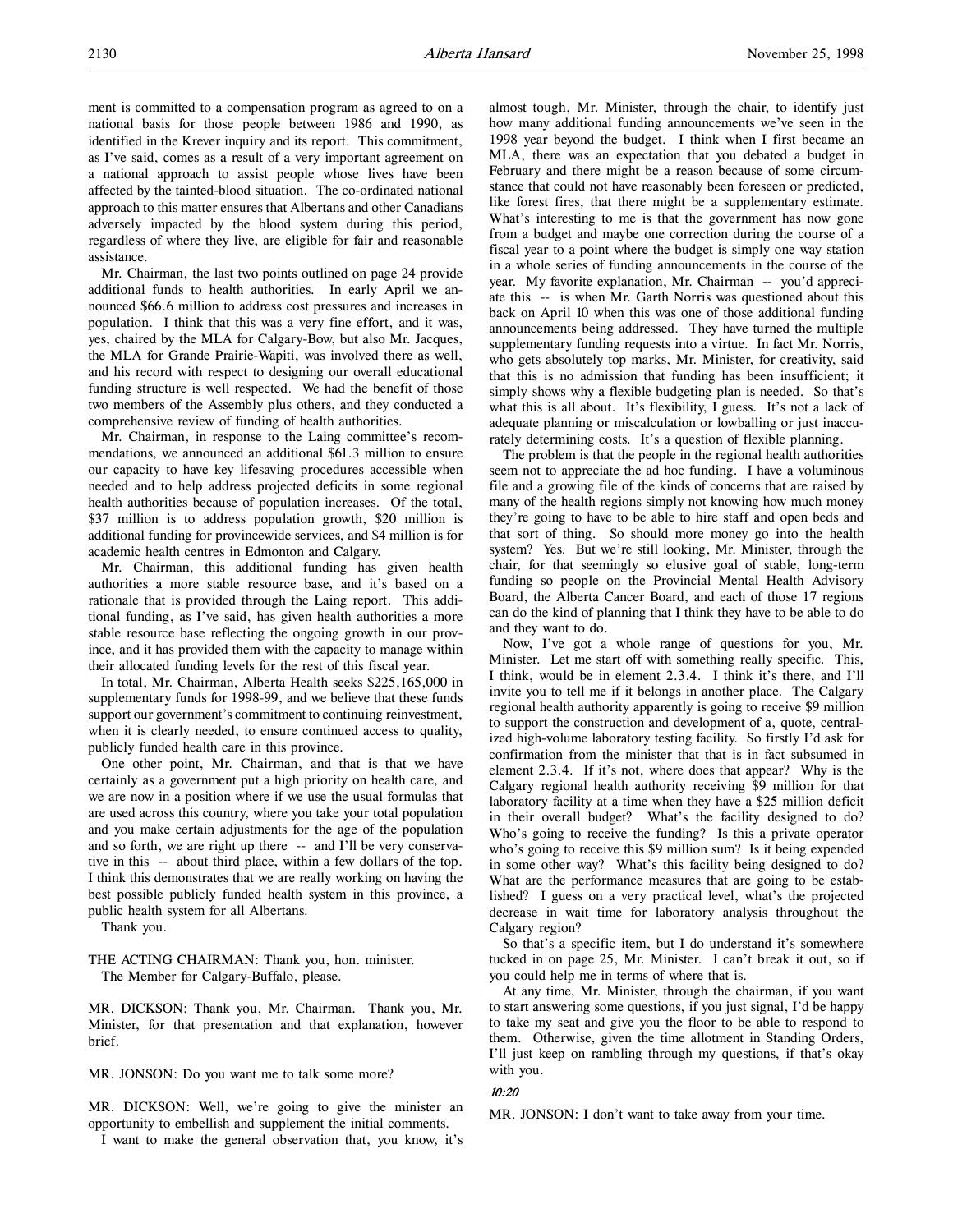ment is committed to a compensation program as agreed to on a national basis for those people between 1986 and 1990, as identified in the Krever inquiry and its report. This commitment, as I've said, comes as a result of a very important agreement on a national approach to assist people whose lives have been affected by the tainted-blood situation. The co-ordinated national approach to this matter ensures that Albertans and other Canadians adversely impacted by the blood system during this period, regardless of where they live, are eligible for fair and reasonable assistance.

Mr. Chairman, the last two points outlined on page 24 provide additional funds to health authorities. In early April we announced $66.6 million to address cost pressures and increases in population. I think that this was a very fine effort, and it was, yes, chaired by the MLA for Calgary-Bow, but also Mr. Jacques, the MLA for Grande Prairie-Wapiti, was involved there as well, and his record with respect to designing our overall educational funding structure is well respected. We had the benefit of those two members of the Assembly plus others, and they conducted a comprehensive review of funding of health authorities.

Mr. Chairman, in response to the Laing committee's recommendations, we announced an additional $61.3 million to ensure our capacity to have key lifesaving procedures accessible when needed and to help address projected deficits in some regional health authorities because of population increases. Of the total, $37 million is to address population growth, $20 million is additional funding for provincewide services, and $4 million is for academic health centres in Edmonton and Calgary.

Mr. Chairman, this additional funding has given health authorities a more stable resource base, and it's based on a rationale that is provided through the Laing report. This additional funding, as I've said, has given health authorities a more stable resource base reflecting the ongoing growth in our province, and it has provided them with the capacity to manage within their allocated funding levels for the rest of this fiscal year.

In total, Mr. Chairman, Alberta Health seeks $225,165,000 in supplementary funds for 1998-99, and we believe that these funds support our government's commitment to continuing reinvestment, when it is clearly needed, to ensure continued access to quality, publicly funded health care in this province.

One other point, Mr. Chairman, and that is that we have certainly as a government put a high priority on health care, and we are now in a position where if we use the usual formulas that are used across this country, where you take your total population and you make certain adjustments for the age of the population and so forth, we are right up there -- and I'll be very conservative in this -- about third place, within a few dollars of the top. I think this demonstrates that we are really working on having the best possible publicly funded health system in this province, a public health system for all Albertans.

Thank you.

THE ACTING CHAIRMAN: Thank you, hon. minister.
The Member for Calgary-Buffalo, please.

MR. DICKSON: Thank you, Mr. Chairman. Thank you, Mr. Minister, for that presentation and that explanation, however brief.

MR. JONSON: Do you want me to talk some more?

MR. DICKSON: Well, we're going to give the minister an opportunity to embellish and supplement the initial comments.

I want to make the general observation that, you know, it's almost tough, Mr. Minister, through the chair, to identify just how many additional funding announcements we've seen in the 1998 year beyond the budget. I think when I first became an MLA, there was an expectation that you debated a budget in February and there might be a reason because of some circumstance that could not have reasonably been foreseen or predicted, like forest fires, that there might be a supplementary estimate. What's interesting to me is that the government has now gone from a budget and maybe one correction during the course of a fiscal year to a point where the budget is simply one way station in a whole series of funding announcements in the course of the year. My favorite explanation, Mr. Chairman -- you'd appreciate this -- is when Mr. Garth Norris was questioned about this back on April 10 when this was one of those additional funding announcements being addressed. They have turned the multiple supplementary funding requests into a virtue. In fact Mr. Norris, who gets absolutely top marks, Mr. Minister, for creativity, said that this is no admission that funding has been insufficient; it simply shows why a flexible budgeting plan is needed. So that's what this is all about. It's flexibility, I guess. It's not a lack of adequate planning or miscalculation or lowballing or just inaccurately determining costs. It's a question of flexible planning.

The problem is that the people in the regional health authorities seem not to appreciate the ad hoc funding. I have a voluminous file and a growing file of the kinds of concerns that are raised by many of the health regions simply not knowing how much money they're going to have to be able to hire staff and open beds and that sort of thing. So should more money go into the health system? Yes. But we're still looking, Mr. Minister, through the chair, for that seemingly so elusive goal of stable, long-term funding so people on the Provincial Mental Health Advisory Board, the Alberta Cancer Board, and each of those 17 regions can do the kind of planning that I think they have to be able to do and they want to do.

Now, I've got a whole range of questions for you, Mr. Minister. Let me start off with something really specific. This, I think, would be in element 2.3.4. I think it's there, and I'll invite you to tell me if it belongs in another place. The Calgary regional health authority apparently is going to receive $9 million to support the construction and development of a, quote, centralized high-volume laboratory testing facility. So firstly I'd ask for confirmation from the minister that that is in fact subsumed in element 2.3.4. If it's not, where does that appear? Why is the Calgary regional health authority receiving $9 million for that laboratory facility at a time when they have a $25 million deficit in their overall budget? What's the facility designed to do? Who's going to receive the funding? Is this a private operator who's going to receive this $9 million sum? Is it being expended in some other way? What's this facility being designed to do? What are the performance measures that are going to be established? I guess on a very practical level, what's the projected decrease in wait time for laboratory analysis throughout the Calgary region?

So that's a specific item, but I do understand it's somewhere tucked in on page 25, Mr. Minister. I can't break it out, so if you could help me in terms of where that is.

At any time, Mr. Minister, through the chairman, if you want to start answering some questions, if you just signal, I'd be happy to take my seat and give you the floor to be able to respond to them. Otherwise, given the time allotment in Standing Orders, I'll just keep on rambling through my questions, if that's okay with you.

*10:20*

MR. JONSON: I don't want to take away from your time.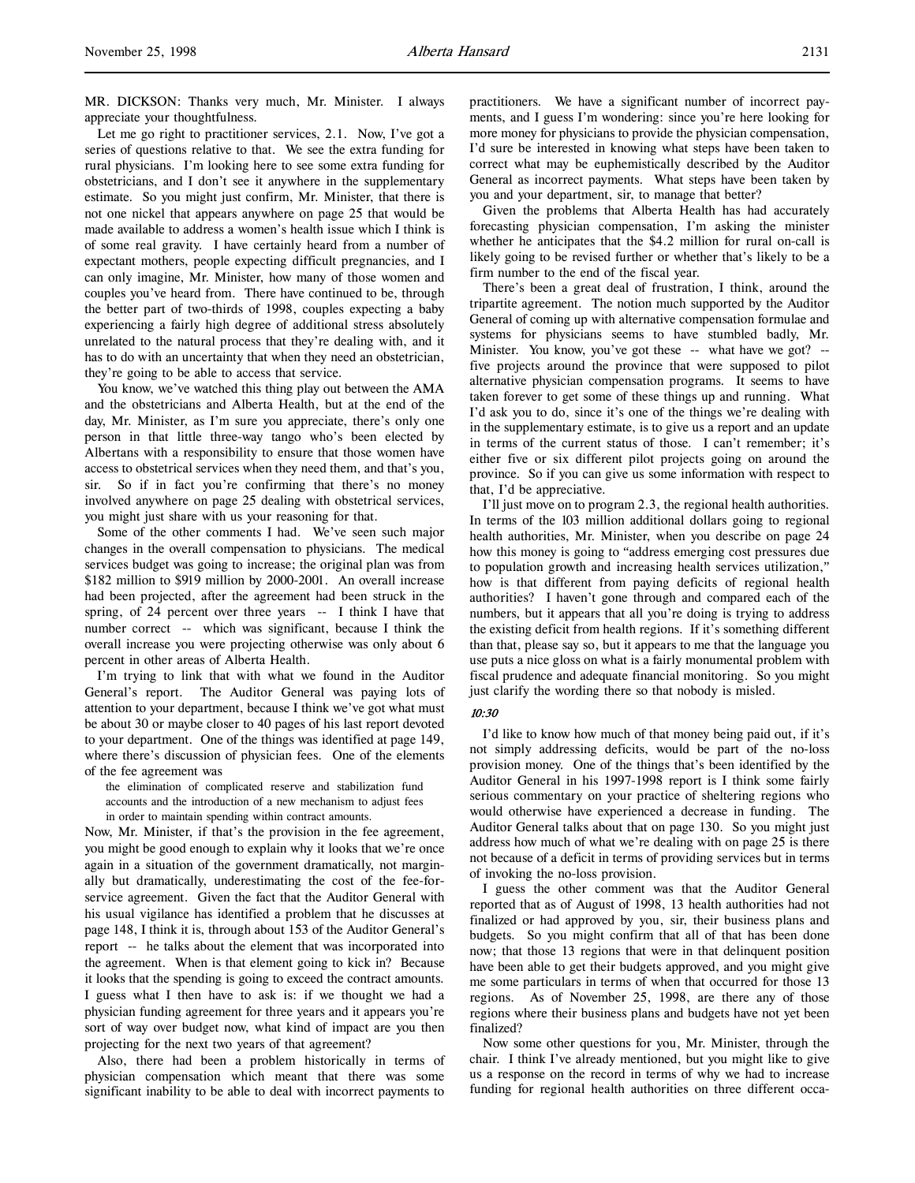MR. DICKSON: Thanks very much, Mr. Minister. I always appreciate your thoughtfulness.

Let me go right to practitioner services, 2.1. Now, I've got a series of questions relative to that. We see the extra funding for rural physicians. I'm looking here to see some extra funding for obstetricians, and I don't see it anywhere in the supplementary estimate. So you might just confirm, Mr. Minister, that there is not one nickel that appears anywhere on page 25 that would be made available to address a women's health issue which I think is of some real gravity. I have certainly heard from a number of expectant mothers, people expecting difficult pregnancies, and I can only imagine, Mr. Minister, how many of those women and couples you've heard from. There have continued to be, through the better part of two-thirds of 1998, couples expecting a baby experiencing a fairly high degree of additional stress absolutely unrelated to the natural process that they're dealing with, and it has to do with an uncertainty that when they need an obstetrician, they're going to be able to access that service.

You know, we've watched this thing play out between the AMA and the obstetricians and Alberta Health, but at the end of the day, Mr. Minister, as I'm sure you appreciate, there's only one person in that little three-way tango who's been elected by Albertans with a responsibility to ensure that those women have access to obstetrical services when they need them, and that's you, sir. So if in fact you're confirming that there's no money involved anywhere on page 25 dealing with obstetrical services, you might just share with us your reasoning for that.

Some of the other comments I had. We've seen such major changes in the overall compensation to physicians. The medical services budget was going to increase; the original plan was from $182 million to $919 million by 2000-2001. An overall increase had been projected, after the agreement had been struck in the spring, of 24 percent over three years -- I think I have that number correct -- which was significant, because I think the overall increase you were projecting otherwise was only about 6 percent in other areas of Alberta Health.

I'm trying to link that with what we found in the Auditor General's report. The Auditor General was paying lots of attention to your department, because I think we've got what must be about 30 or maybe closer to 40 pages of his last report devoted to your department. One of the things was identified at page 149, where there's discussion of physician fees. One of the elements of the fee agreement was

> the elimination of complicated reserve and stabilization fund accounts and the introduction of a new mechanism to adjust fees in order to maintain spending within contract amounts.

Now, Mr. Minister, if that's the provision in the fee agreement, you might be good enough to explain why it looks that we're once again in a situation of the government dramatically, not marginally but dramatically, underestimating the cost of the fee-for-service agreement. Given the fact that the Auditor General with his usual vigilance has identified a problem that he discusses at page 148, I think it is, through about 153 of the Auditor General's report -- he talks about the element that was incorporated into the agreement. When is that element going to kick in? Because it looks that the spending is going to exceed the contract amounts. I guess what I then have to ask is: if we thought we had a physician funding agreement for three years and it appears you're sort of way over budget now, what kind of impact are you then projecting for the next two years of that agreement?

Also, there had been a problem historically in terms of physician compensation which meant that there was some significant inability to be able to deal with incorrect payments to practitioners. We have a significant number of incorrect payments, and I guess I'm wondering: since you're here looking for more money for physicians to provide the physician compensation, I'd sure be interested in knowing what steps have been taken to correct what may be euphemistically described by the Auditor General as incorrect payments. What steps have been taken by you and your department, sir, to manage that better?

Given the problems that Alberta Health has had accurately forecasting physician compensation, I'm asking the minister whether he anticipates that the $4.2 million for rural on-call is likely going to be revised further or whether that's likely to be a firm number to the end of the fiscal year.

There's been a great deal of frustration, I think, around the tripartite agreement. The notion much supported by the Auditor General of coming up with alternative compensation formulae and systems for physicians seems to have stumbled badly, Mr. Minister. You know, you've got these -- what have we got? -- five projects around the province that were supposed to pilot alternative physician compensation programs. It seems to have taken forever to get some of these things up and running. What I'd ask you to do, since it's one of the things we're dealing with in the supplementary estimate, is to give us a report and an update in terms of the current status of those. I can't remember; it's either five or six different pilot projects going on around the province. So if you can give us some information with respect to that, I'd be appreciative.

I'll just move on to program 2.3, the regional health authorities. In terms of the 103 million additional dollars going to regional health authorities, Mr. Minister, when you describe on page 24 how this money is going to "address emerging cost pressures due to population growth and increasing health services utilization," how is that different from paying deficits of regional health authorities? I haven't gone through and compared each of the numbers, but it appears that all you're doing is trying to address the existing deficit from health regions. If it's something different than that, please say so, but it appears to me that the language you use puts a nice gloss on what is a fairly monumental problem with fiscal prudence and adequate financial monitoring. So you might just clarify the wording there so that nobody is misled.

*10:30*

I'd like to know how much of that money being paid out, if it's not simply addressing deficits, would be part of the no-loss provision money. One of the things that's been identified by the Auditor General in his 1997-1998 report is I think some fairly serious commentary on your practice of sheltering regions who would otherwise have experienced a decrease in funding. The Auditor General talks about that on page 130. So you might just address how much of what we're dealing with on page 25 is there not because of a deficit in terms of providing services but in terms of invoking the no-loss provision.

I guess the other comment was that the Auditor General reported that as of August of 1998, 13 health authorities had not finalized or had approved by you, sir, their business plans and budgets. So you might confirm that all of that has been done now; that those 13 regions that were in that delinquent position have been able to get their budgets approved, and you might give me some particulars in terms of when that occurred for those 13 regions. As of November 25, 1998, are there any of those regions where their business plans and budgets have not yet been finalized?

Now some other questions for you, Mr. Minister, through the chair. I think I've already mentioned, but you might like to give us a response on the record in terms of why we had to increase funding for regional health authorities on three different occa-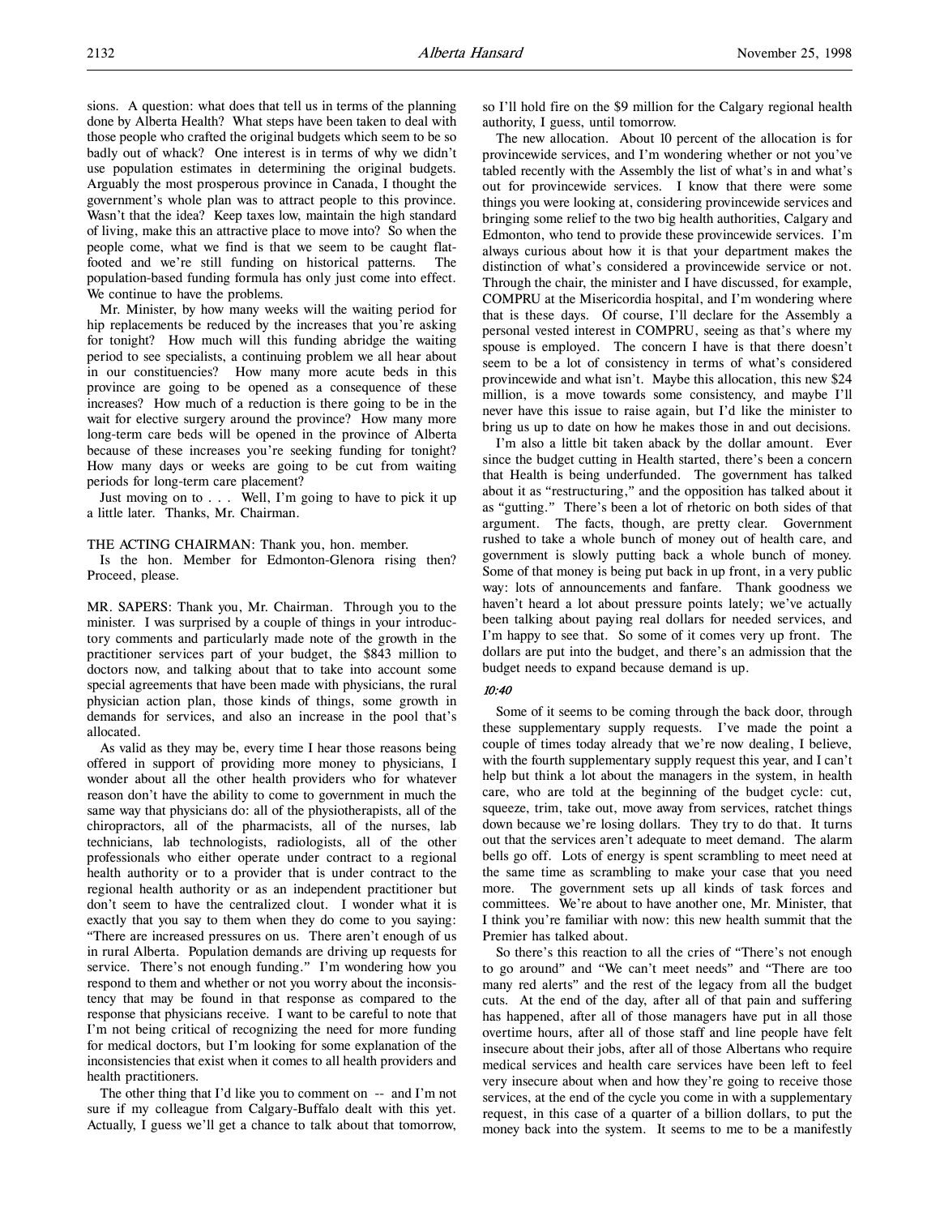sions. A question: what does that tell us in terms of the planning done by Alberta Health? What steps have been taken to deal with those people who crafted the original budgets which seem to be so badly out of whack? One interest is in terms of why we didn't use population estimates in determining the original budgets. Arguably the most prosperous province in Canada, I thought the government's whole plan was to attract people to this province. Wasn't that the idea? Keep taxes low, maintain the high standard of living, make this an attractive place to move into? So when the people come, what we find is that we seem to be caught flat-footed and we're still funding on historical patterns. The population-based funding formula has only just come into effect. We continue to have the problems.

Mr. Minister, by how many weeks will the waiting period for hip replacements be reduced by the increases that you're asking for tonight? How much will this funding abridge the waiting period to see specialists, a continuing problem we all hear about in our constituencies? How many more acute beds in this province are going to be opened as a consequence of these increases? How much of a reduction is there going to be in the wait for elective surgery around the province? How many more long-term care beds will be opened in the province of Alberta because of these increases you're seeking funding for tonight? How many days or weeks are going to be cut from waiting periods for long-term care placement?

Just moving on to . . . Well, I'm going to have to pick it up a little later. Thanks, Mr. Chairman.

THE ACTING CHAIRMAN: Thank you, hon. member.

Is the hon. Member for Edmonton-Glenora rising then? Proceed, please.

MR. SAPERS: Thank you, Mr. Chairman. Through you to the minister. I was surprised by a couple of things in your introductory comments and particularly made note of the growth in the practitioner services part of your budget, the $843 million to doctors now, and talking about that to take into account some special agreements that have been made with physicians, the rural physician action plan, those kinds of things, some growth in demands for services, and also an increase in the pool that's allocated.

As valid as they may be, every time I hear those reasons being offered in support of providing more money to physicians, I wonder about all the other health providers who for whatever reason don't have the ability to come to government in much the same way that physicians do: all of the physiotherapists, all of the chiropractors, all of the pharmacists, all of the nurses, lab technicians, lab technologists, radiologists, all of the other professionals who either operate under contract to a regional health authority or to a provider that is under contract to the regional health authority or as an independent practitioner but don't seem to have the centralized clout. I wonder what it is exactly that you say to them when they do come to you saying: "There are increased pressures on us. There aren't enough of us in rural Alberta. Population demands are driving up requests for service. There's not enough funding." I'm wondering how you respond to them and whether or not you worry about the inconsistency that may be found in that response as compared to the response that physicians receive. I want to be careful to note that I'm not being critical of recognizing the need for more funding for medical doctors, but I'm looking for some explanation of the inconsistencies that exist when it comes to all health providers and health practitioners.

The other thing that I'd like you to comment on -- and I'm not sure if my colleague from Calgary-Buffalo dealt with this yet. Actually, I guess we'll get a chance to talk about that tomorrow, so I'll hold fire on the $9 million for the Calgary regional health authority, I guess, until tomorrow.

The new allocation. About 10 percent of the allocation is for provincewide services, and I'm wondering whether or not you've tabled recently with the Assembly the list of what's in and what's out for provincewide services. I know that there were some things you were looking at, considering provincewide services and bringing some relief to the two big health authorities, Calgary and Edmonton, who tend to provide these provincewide services. I'm always curious about how it is that your department makes the distinction of what's considered a provincewide service or not. Through the chair, the minister and I have discussed, for example, COMPRU at the Misericordia hospital, and I'm wondering where that is these days. Of course, I'll declare for the Assembly a personal vested interest in COMPRU, seeing as that's where my spouse is employed. The concern I have is that there doesn't seem to be a lot of consistency in terms of what's considered provincewide and what isn't. Maybe this allocation, this new $24 million, is a move towards some consistency, and maybe I'll never have this issue to raise again, but I'd like the minister to bring us up to date on how he makes those in and out decisions.

I'm also a little bit taken aback by the dollar amount. Ever since the budget cutting in Health started, there's been a concern that Health is being underfunded. The government has talked about it as "restructuring," and the opposition has talked about it as "gutting." There's been a lot of rhetoric on both sides of that argument. The facts, though, are pretty clear. Government rushed to take a whole bunch of money out of health care, and government is slowly putting back a whole bunch of money. Some of that money is being put back in up front, in a very public way: lots of announcements and fanfare. Thank goodness we haven't heard a lot about pressure points lately; we've actually been talking about paying real dollars for needed services, and I'm happy to see that. So some of it comes very up front. The dollars are put into the budget, and there's an admission that the budget needs to expand because demand is up.

*10:40*

Some of it seems to be coming through the back door, through these supplementary supply requests. I've made the point a couple of times today already that we're now dealing, I believe, with the fourth supplementary supply request this year, and I can't help but think a lot about the managers in the system, in health care, who are told at the beginning of the budget cycle: cut, squeeze, trim, take out, move away from services, ratchet things down because we're losing dollars. They try to do that. It turns out that the services aren't adequate to meet demand. The alarm bells go off. Lots of energy is spent scrambling to meet need at the same time as scrambling to make your case that you need more. The government sets up all kinds of task forces and committees. We're about to have another one, Mr. Minister, that I think you're familiar with now: this new health summit that the Premier has talked about.

So there's this reaction to all the cries of "There's not enough to go around" and "We can't meet needs" and "There are too many red alerts" and the rest of the legacy from all the budget cuts. At the end of the day, after all of that pain and suffering has happened, after all of those managers have put in all those overtime hours, after all of those staff and line people have felt insecure about their jobs, after all of those Albertans who require medical services and health care services have been left to feel very insecure about when and how they're going to receive those services, at the end of the cycle you come in with a supplementary request, in this case of a quarter of a billion dollars, to put the money back into the system. It seems to me to be a manifestly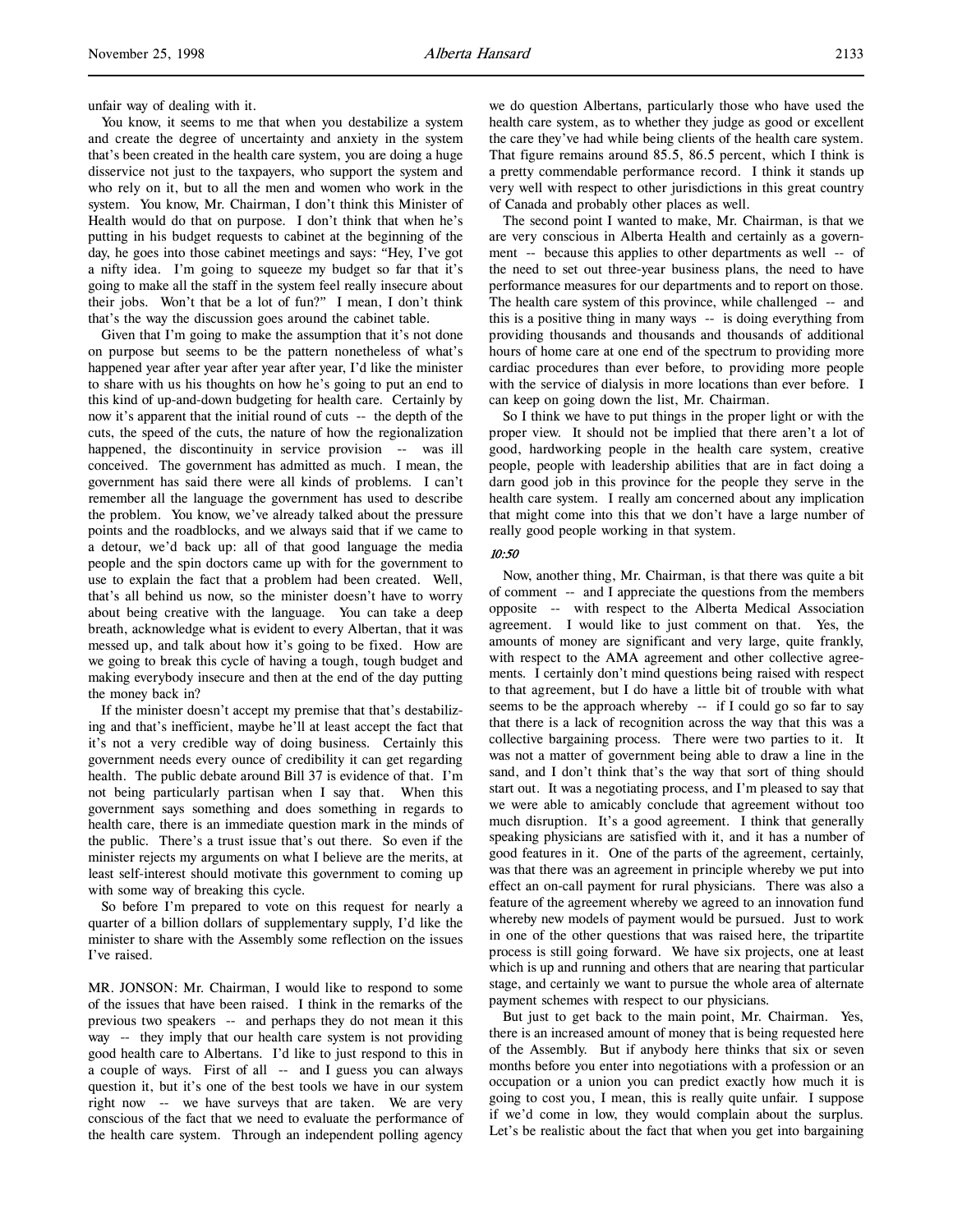unfair way of dealing with it.

You know, it seems to me that when you destabilize a system and create the degree of uncertainty and anxiety in the system that's been created in the health care system, you are doing a huge disservice not just to the taxpayers, who support the system and who rely on it, but to all the men and women who work in the system. You know, Mr. Chairman, I don't think this Minister of Health would do that on purpose. I don't think that when he's putting in his budget requests to cabinet at the beginning of the day, he goes into those cabinet meetings and says: "Hey, I've got a nifty idea. I'm going to squeeze my budget so far that it's going to make all the staff in the system feel really insecure about their jobs. Won't that be a lot of fun?" I mean, I don't think that's the way the discussion goes around the cabinet table.

Given that I'm going to make the assumption that it's not done on purpose but seems to be the pattern nonetheless of what's happened year after year after year after year, I'd like the minister to share with us his thoughts on how he's going to put an end to this kind of up-and-down budgeting for health care. Certainly by now it's apparent that the initial round of cuts -- the depth of the cuts, the speed of the cuts, the nature of how the regionalization happened, the discontinuity in service provision -- was ill conceived. The government has admitted as much. I mean, the government has said there were all kinds of problems. I can't remember all the language the government has used to describe the problem. You know, we've already talked about the pressure points and the roadblocks, and we always said that if we came to a detour, we'd back up: all of that good language the media people and the spin doctors came up with for the government to use to explain the fact that a problem had been created. Well, that's all behind us now, so the minister doesn't have to worry about being creative with the language. You can take a deep breath, acknowledge what is evident to every Albertan, that it was messed up, and talk about how it's going to be fixed. How are we going to break this cycle of having a tough, tough budget and making everybody insecure and then at the end of the day putting the money back in?

If the minister doesn't accept my premise that that's destabilizing and that's inefficient, maybe he'll at least accept the fact that it's not a very credible way of doing business. Certainly this government needs every ounce of credibility it can get regarding health. The public debate around Bill 37 is evidence of that. I'm not being particularly partisan when I say that. When this government says something and does something in regards to health care, there is an immediate question mark in the minds of the public. There's a trust issue that's out there. So even if the minister rejects my arguments on what I believe are the merits, at least self-interest should motivate this government to coming up with some way of breaking this cycle.

So before I'm prepared to vote on this request for nearly a quarter of a billion dollars of supplementary supply, I'd like the minister to share with the Assembly some reflection on the issues I've raised.

MR. JONSON: Mr. Chairman, I would like to respond to some of the issues that have been raised. I think in the remarks of the previous two speakers -- and perhaps they do not mean it this way -- they imply that our health care system is not providing good health care to Albertans. I'd like to just respond to this in a couple of ways. First of all -- and I guess you can always question it, but it's one of the best tools we have in our system right now -- we have surveys that are taken. We are very conscious of the fact that we need to evaluate the performance of the health care system. Through an independent polling agency we do question Albertans, particularly those who have used the health care system, as to whether they judge as good or excellent the care they've had while being clients of the health care system. That figure remains around 85.5, 86.5 percent, which I think is a pretty commendable performance record. I think it stands up very well with respect to other jurisdictions in this great country of Canada and probably other places as well.

The second point I wanted to make, Mr. Chairman, is that we are very conscious in Alberta Health and certainly as a government -- because this applies to other departments as well -- of the need to set out three-year business plans, the need to have performance measures for our departments and to report on those. The health care system of this province, while challenged -- and this is a positive thing in many ways -- is doing everything from providing thousands and thousands and thousands of additional hours of home care at one end of the spectrum to providing more cardiac procedures than ever before, to providing more people with the service of dialysis in more locations than ever before. I can keep on going down the list, Mr. Chairman.

So I think we have to put things in the proper light or with the proper view. It should not be implied that there aren't a lot of good, hardworking people in the health care system, creative people, people with leadership abilities that are in fact doing a darn good job in this province for the people they serve in the health care system. I really am concerned about any implication that might come into this that we don't have a large number of really good people working in that system.

*10:50*

Now, another thing, Mr. Chairman, is that there was quite a bit of comment -- and I appreciate the questions from the members opposite -- with respect to the Alberta Medical Association agreement. I would like to just comment on that. Yes, the amounts of money are significant and very large, quite frankly, with respect to the AMA agreement and other collective agreements. I certainly don't mind questions being raised with respect to that agreement, but I do have a little bit of trouble with what seems to be the approach whereby -- if I could go so far to say that there is a lack of recognition across the way that this was a collective bargaining process. There were two parties to it. It was not a matter of government being able to draw a line in the sand, and I don't think that's the way that sort of thing should start out. It was a negotiating process, and I'm pleased to say that we were able to amicably conclude that agreement without too much disruption. It's a good agreement. I think that generally speaking physicians are satisfied with it, and it has a number of good features in it. One of the parts of the agreement, certainly, was that there was an agreement in principle whereby we put into effect an on-call payment for rural physicians. There was also a feature of the agreement whereby we agreed to an innovation fund whereby new models of payment would be pursued. Just to work in one of the other questions that was raised here, the tripartite process is still going forward. We have six projects, one at least which is up and running and others that are nearing that particular stage, and certainly we want to pursue the whole area of alternate payment schemes with respect to our physicians.

But just to get back to the main point, Mr. Chairman. Yes, there is an increased amount of money that is being requested here of the Assembly. But if anybody here thinks that six or seven months before you enter into negotiations with a profession or an occupation or a union you can predict exactly how much it is going to cost you, I mean, this is really quite unfair. I suppose if we'd come in low, they would complain about the surplus. Let's be realistic about the fact that when you get into bargaining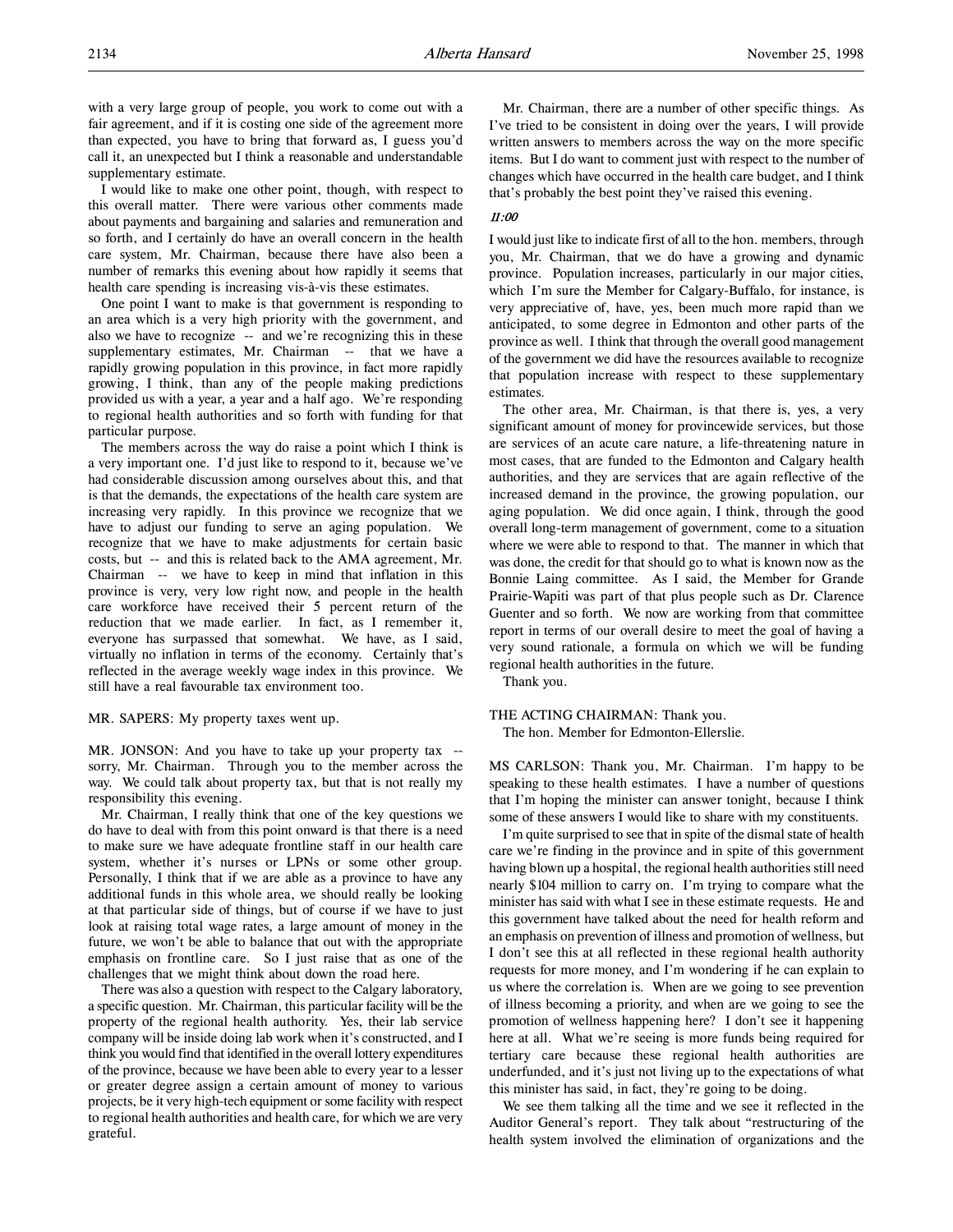with a very large group of people, you work to come out with a fair agreement, and if it is costing one side of the agreement more than expected, you have to bring that forward as, I guess you'd call it, an unexpected but I think a reasonable and understandable supplementary estimate.

I would like to make one other point, though, with respect to this overall matter. There were various other comments made about payments and bargaining and salaries and remuneration and so forth, and I certainly do have an overall concern in the health care system, Mr. Chairman, because there have also been a number of remarks this evening about how rapidly it seems that health care spending is increasing vis-à-vis these estimates.

One point I want to make is that government is responding to an area which is a very high priority with the government, and also we have to recognize -- and we're recognizing this in these supplementary estimates, Mr. Chairman -- that we have a rapidly growing population in this province, in fact more rapidly growing, I think, than any of the people making predictions provided us with a year, a year and a half ago. We're responding to regional health authorities and so forth with funding for that particular purpose.

The members across the way do raise a point which I think is a very important one. I'd just like to respond to it, because we've had considerable discussion among ourselves about this, and that is that the demands, the expectations of the health care system are increasing very rapidly. In this province we recognize that we have to adjust our funding to serve an aging population. We recognize that we have to make adjustments for certain basic costs, but -- and this is related back to the AMA agreement, Mr. Chairman -- we have to keep in mind that inflation in this province is very, very low right now, and people in the health care workforce have received their 5 percent return of the reduction that we made earlier. In fact, as I remember it, everyone has surpassed that somewhat. We have, as I said, virtually no inflation in terms of the economy. Certainly that's reflected in the average weekly wage index in this province. We still have a real favourable tax environment too.

MR. SAPERS: My property taxes went up.

MR. JONSON: And you have to take up your property tax -- sorry, Mr. Chairman. Through you to the member across the way. We could talk about property tax, but that is not really my responsibility this evening.

Mr. Chairman, I really think that one of the key questions we do have to deal with from this point onward is that there is a need to make sure we have adequate frontline staff in our health care system, whether it's nurses or LPNs or some other group. Personally, I think that if we are able as a province to have any additional funds in this whole area, we should really be looking at that particular side of things, but of course if we have to just look at raising total wage rates, a large amount of money in the future, we won't be able to balance that out with the appropriate emphasis on frontline care. So I just raise that as one of the challenges that we might think about down the road here.

There was also a question with respect to the Calgary laboratory, a specific question. Mr. Chairman, this particular facility will be the property of the regional health authority. Yes, their lab service company will be inside doing lab work when it's constructed, and I think you would find that identified in the overall lottery expenditures of the province, because we have been able to every year to a lesser or greater degree assign a certain amount of money to various projects, be it very high-tech equipment or some facility with respect to regional health authorities and health care, for which we are very grateful.

Mr. Chairman, there are a number of other specific things. As I've tried to be consistent in doing over the years, I will provide written answers to members across the way on the more specific items. But I do want to comment just with respect to the number of changes which have occurred in the health care budget, and I think that's probably the best point they've raised this evening.

*11:00*

I would just like to indicate first of all to the hon. members, through you, Mr. Chairman, that we do have a growing and dynamic province. Population increases, particularly in our major cities, which I'm sure the Member for Calgary-Buffalo, for instance, is very appreciative of, have, yes, been much more rapid than we anticipated, to some degree in Edmonton and other parts of the province as well. I think that through the overall good management of the government we did have the resources available to recognize that population increase with respect to these supplementary estimates.

The other area, Mr. Chairman, is that there is, yes, a very significant amount of money for provincewide services, but those are services of an acute care nature, a life-threatening nature in most cases, that are funded to the Edmonton and Calgary health authorities, and they are services that are again reflective of the increased demand in the province, the growing population, our aging population. We did once again, I think, through the good overall long-term management of government, come to a situation where we were able to respond to that. The manner in which that was done, the credit for that should go to what is known now as the Bonnie Laing committee. As I said, the Member for Grande Prairie-Wapiti was part of that plus people such as Dr. Clarence Guenter and so forth. We now are working from that committee report in terms of our overall desire to meet the goal of having a very sound rationale, a formula on which we will be funding regional health authorities in the future.

Thank you.

THE ACTING CHAIRMAN: Thank you.

The hon. Member for Edmonton-Ellerslie.

MS CARLSON: Thank you, Mr. Chairman. I'm happy to be speaking to these health estimates. I have a number of questions that I'm hoping the minister can answer tonight, because I think some of these answers I would like to share with my constituents.

I'm quite surprised to see that in spite of the dismal state of health care we're finding in the province and in spite of this government having blown up a hospital, the regional health authorities still need nearly $104 million to carry on. I'm trying to compare what the minister has said with what I see in these estimate requests. He and this government have talked about the need for health reform and an emphasis on prevention of illness and promotion of wellness, but I don't see this at all reflected in these regional health authority requests for more money, and I'm wondering if he can explain to us where the correlation is. When are we going to see prevention of illness becoming a priority, and when are we going to see the promotion of wellness happening here? I don't see it happening here at all. What we're seeing is more funds being required for tertiary care because these regional health authorities are underfunded, and it's just not living up to the expectations of what this minister has said, in fact, they're going to be doing.

We see them talking all the time and we see it reflected in the Auditor General's report. They talk about "restructuring of the health system involved the elimination of organizations and the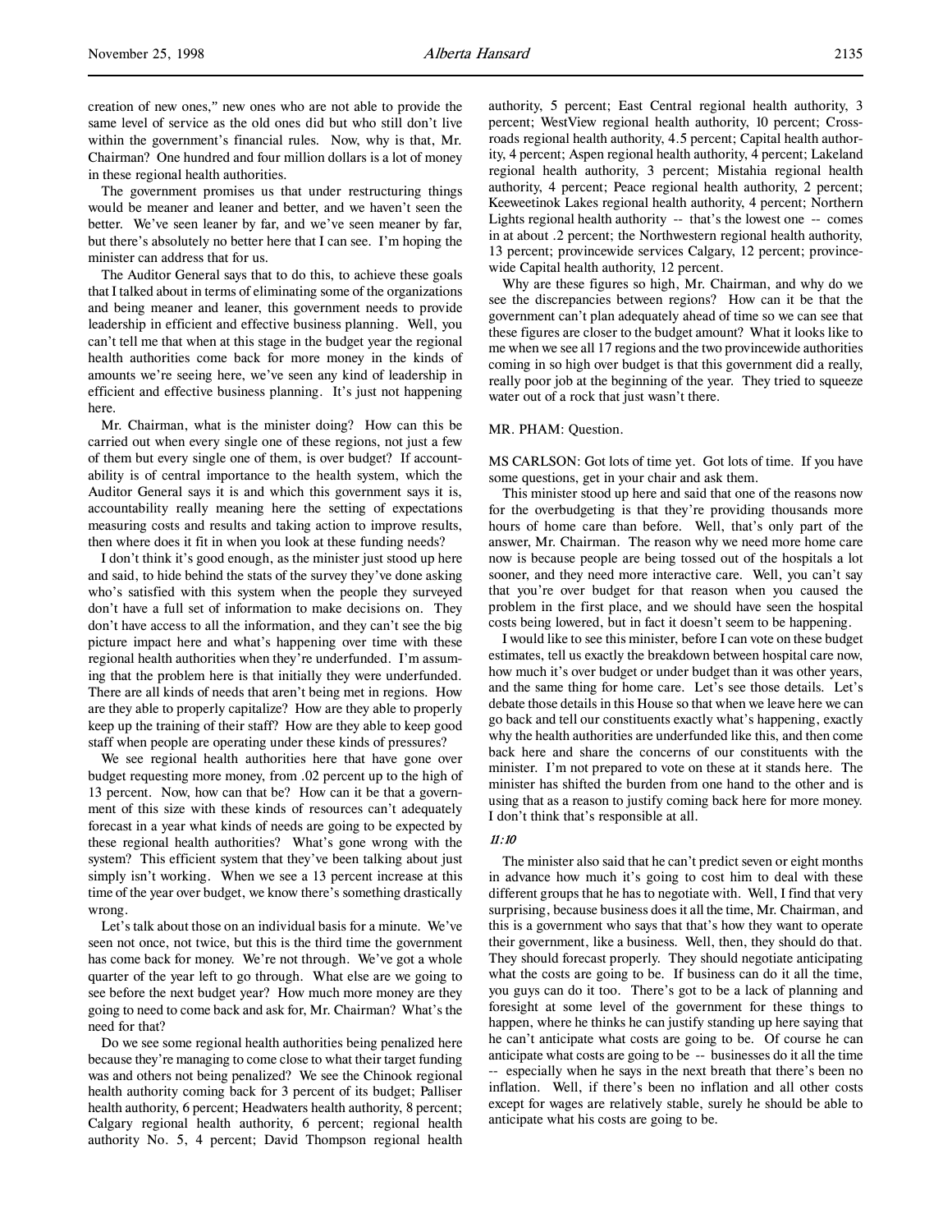creation of new ones," new ones who are not able to provide the same level of service as the old ones did but who still don't live within the government's financial rules. Now, why is that, Mr. Chairman? One hundred and four million dollars is a lot of money in these regional health authorities.

The government promises us that under restructuring things would be meaner and leaner and better, and we haven't seen the better. We've seen leaner by far, and we've seen meaner by far, but there's absolutely no better here that I can see. I'm hoping the minister can address that for us.

The Auditor General says that to do this, to achieve these goals that I talked about in terms of eliminating some of the organizations and being meaner and leaner, this government needs to provide leadership in efficient and effective business planning. Well, you can't tell me that when at this stage in the budget year the regional health authorities come back for more money in the kinds of amounts we're seeing here, we've seen any kind of leadership in efficient and effective business planning. It's just not happening here.

Mr. Chairman, what is the minister doing? How can this be carried out when every single one of these regions, not just a few of them but every single one of them, is over budget? If accountability is of central importance to the health system, which the Auditor General says it is and which this government says it is, accountability really meaning here the setting of expectations measuring costs and results and taking action to improve results, then where does it fit in when you look at these funding needs?

I don't think it's good enough, as the minister just stood up here and said, to hide behind the stats of the survey they've done asking who's satisfied with this system when the people they surveyed don't have a full set of information to make decisions on. They don't have access to all the information, and they can't see the big picture impact here and what's happening over time with these regional health authorities when they're underfunded. I'm assuming that the problem here is that initially they were underfunded. There are all kinds of needs that aren't being met in regions. How are they able to properly capitalize? How are they able to properly keep up the training of their staff? How are they able to keep good staff when people are operating under these kinds of pressures?

We see regional health authorities here that have gone over budget requesting more money, from .02 percent up to the high of 13 percent. Now, how can that be? How can it be that a government of this size with these kinds of resources can't adequately forecast in a year what kinds of needs are going to be expected by these regional health authorities? What's gone wrong with the system? This efficient system that they've been talking about just simply isn't working. When we see a 13 percent increase at this time of the year over budget, we know there's something drastically wrong.

Let's talk about those on an individual basis for a minute. We've seen not once, not twice, but this is the third time the government has come back for money. We're not through. We've got a whole quarter of the year left to go through. What else are we going to see before the next budget year? How much more money are they going to need to come back and ask for, Mr. Chairman? What's the need for that?

Do we see some regional health authorities being penalized here because they're managing to come close to what their target funding was and others not being penalized? We see the Chinook regional health authority coming back for 3 percent of its budget; Palliser health authority, 6 percent; Headwaters health authority, 8 percent; Calgary regional health authority, 6 percent; regional health authority No. 5, 4 percent; David Thompson regional health authority, 5 percent; East Central regional health authority, 3 percent; WestView regional health authority, 10 percent; Crossroads regional health authority, 4.5 percent; Capital health authority, 4 percent; Aspen regional health authority, 4 percent; Lakeland regional health authority, 3 percent; Mistahia regional health authority, 4 percent; Peace regional health authority, 2 percent; Keeweetinok Lakes regional health authority, 4 percent; Northern Lights regional health authority -- that's the lowest one -- comes in at about .2 percent; the Northwestern regional health authority, 13 percent; provincewide services Calgary, 12 percent; provincewide Capital health authority, 12 percent.

Why are these figures so high, Mr. Chairman, and why do we see the discrepancies between regions? How can it be that the government can't plan adequately ahead of time so we can see that these figures are closer to the budget amount? What it looks like to me when we see all 17 regions and the two provincewide authorities coming in so high over budget is that this government did a really, really poor job at the beginning of the year. They tried to squeeze water out of a rock that just wasn't there.

MR. PHAM: Question.

MS CARLSON: Got lots of time yet. Got lots of time. If you have some questions, get in your chair and ask them.

This minister stood up here and said that one of the reasons now for the overbudgeting is that they're providing thousands more hours of home care than before. Well, that's only part of the answer, Mr. Chairman. The reason why we need more home care now is because people are being tossed out of the hospitals a lot sooner, and they need more interactive care. Well, you can't say that you're over budget for that reason when you caused the problem in the first place, and we should have seen the hospital costs being lowered, but in fact it doesn't seem to be happening.

I would like to see this minister, before I can vote on these budget estimates, tell us exactly the breakdown between hospital care now, how much it's over budget or under budget than it was other years, and the same thing for home care. Let's see those details. Let's debate those details in this House so that when we leave here we can go back and tell our constituents exactly what's happening, exactly why the health authorities are underfunded like this, and then come back here and share the concerns of our constituents with the minister. I'm not prepared to vote on these at its stands here. The minister has shifted the burden from one hand to the other and is using that as a reason to justify coming back here for more money. I don't think that's responsible at all.

*11:10*

The minister also said that he can't predict seven or eight months in advance how much it's going to cost him to deal with these different groups that he has to negotiate with. Well, I find that very surprising, because business does it all the time, Mr. Chairman, and this is a government who says that that's how they want to operate their government, like a business. Well, then, they should do that. They should forecast properly. They should negotiate anticipating what the costs are going to be. If business can do it all the time, you guys can do it too. There's got to be a lack of planning and foresight at some level of the government for these things to happen, where he thinks he can justify standing up here saying that he can't anticipate what costs are going to be. Of course he can anticipate what costs are going to be -- businesses do it all the time -- especially when he says in the next breath that there's been no inflation. Well, if there's been no inflation and all other costs except for wages are relatively stable, surely he should be able to anticipate what his costs are going to be.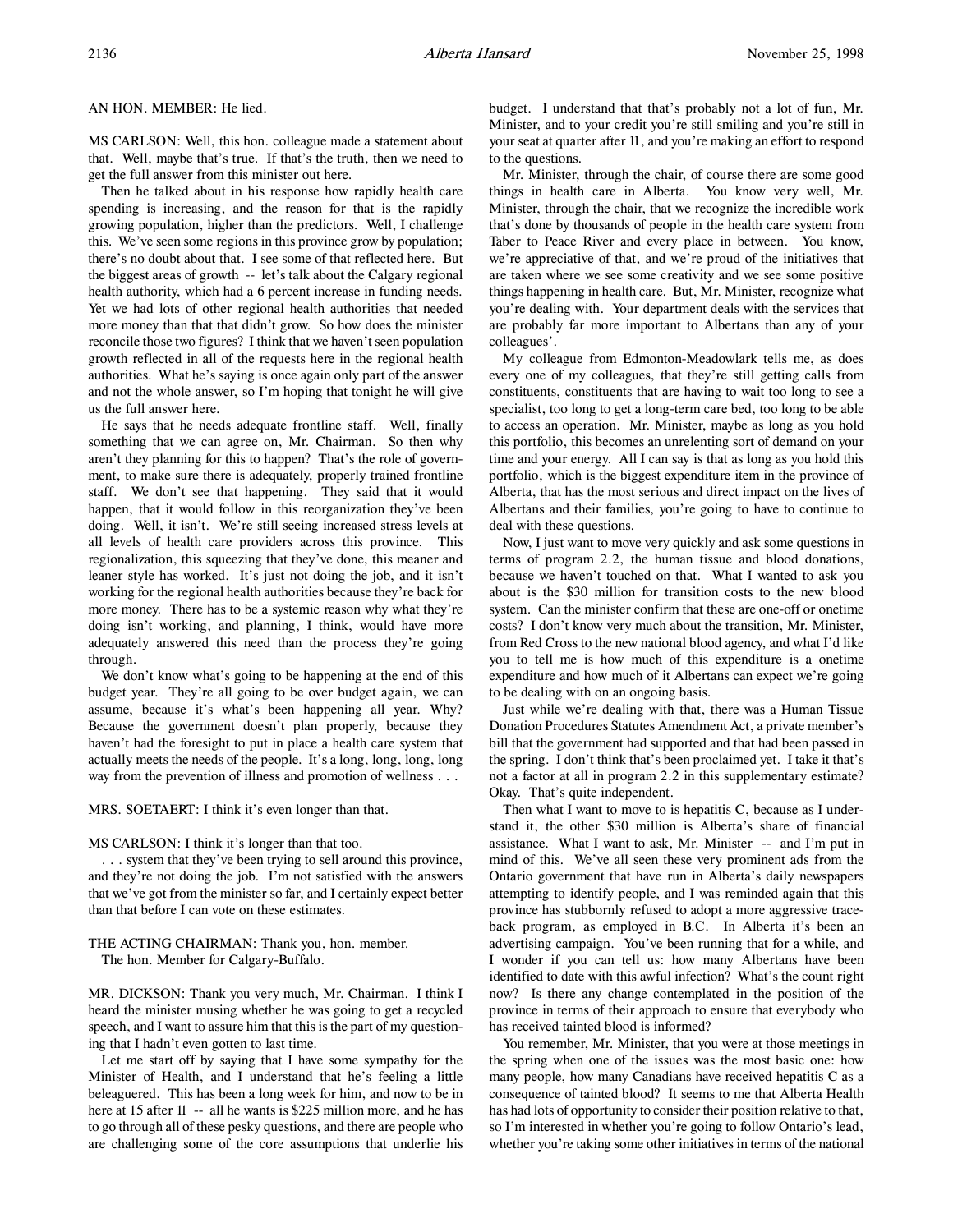AN HON. MEMBER: He lied.

MS CARLSON: Well, this hon. colleague made a statement about that. Well, maybe that's true. If that's the truth, then we need to get the full answer from this minister out here.

Then he talked about in his response how rapidly health care spending is increasing, and the reason for that is the rapidly growing population, higher than the predictors. Well, I challenge this. We've seen some regions in this province grow by population; there's no doubt about that. I see some of that reflected here. But the biggest areas of growth -- let's talk about the Calgary regional health authority, which had a 6 percent increase in funding needs. Yet we had lots of other regional health authorities that needed more money than that that didn't grow. So how does the minister reconcile those two figures? I think that we haven't seen population growth reflected in all of the requests here in the regional health authorities. What he's saying is once again only part of the answer and not the whole answer, so I'm hoping that tonight he will give us the full answer here.

He says that he needs adequate frontline staff. Well, finally something that we can agree on, Mr. Chairman. So then why aren't they planning for this to happen? That's the role of government, to make sure there is adequately, properly trained frontline staff. We don't see that happening. They said that it would happen, that it would follow in this reorganization they've been doing. Well, it isn't. We're still seeing increased stress levels at all levels of health care providers across this province. This regionalization, this squeezing that they've done, this meaner and leaner style has worked. It's just not doing the job, and it isn't working for the regional health authorities because they're back for more money. There has to be a systemic reason why what they're doing isn't working, and planning, I think, would have more adequately answered this need than the process they're going through.

We don't know what's going to be happening at the end of this budget year. They're all going to be over budget again, we can assume, because it's what's been happening all year. Why? Because the government doesn't plan properly, because they haven't had the foresight to put in place a health care system that actually meets the needs of the people. It's a long, long, long, long way from the prevention of illness and promotion of wellness . . .

MRS. SOETAERT: I think it's even longer than that.

MS CARLSON: I think it's longer than that too.

. . . system that they've been trying to sell around this province, and they're not doing the job. I'm not satisfied with the answers that we've got from the minister so far, and I certainly expect better than that before I can vote on these estimates.

THE ACTING CHAIRMAN: Thank you, hon. member.

The hon. Member for Calgary-Buffalo.

MR. DICKSON: Thank you very much, Mr. Chairman. I think I heard the minister musing whether he was going to get a recycled speech, and I want to assure him that this is the part of my questioning that I hadn't even gotten to last time.

Let me start off by saying that I have some sympathy for the Minister of Health, and I understand that he's feeling a little beleaguered. This has been a long week for him, and now to be in here at 15 after 11 -- all he wants is $225 million more, and he has to go through all of these pesky questions, and there are people who are challenging some of the core assumptions that underlie his budget. I understand that that's probably not a lot of fun, Mr. Minister, and to your credit you're still smiling and you're still in your seat at quarter after 11, and you're making an effort to respond to the questions.

Mr. Minister, through the chair, of course there are some good things in health care in Alberta. You know very well, Mr. Minister, through the chair, that we recognize the incredible work that's done by thousands of people in the health care system from Taber to Peace River and every place in between. You know, we're appreciative of that, and we're proud of the initiatives that are taken where we see some creativity and we see some positive things happening in health care. But, Mr. Minister, recognize what you're dealing with. Your department deals with the services that are probably far more important to Albertans than any of your colleagues'.

My colleague from Edmonton-Meadowlark tells me, as does every one of my colleagues, that they're still getting calls from constituents, constituents that are having to wait too long to see a specialist, too long to get a long-term care bed, too long to be able to access an operation. Mr. Minister, maybe as long as you hold this portfolio, this becomes an unrelenting sort of demand on your time and your energy. All I can say is that as long as you hold this portfolio, which is the biggest expenditure item in the province of Alberta, that has the most serious and direct impact on the lives of Albertans and their families, you're going to have to continue to deal with these questions.

Now, I just want to move very quickly and ask some questions in terms of program 2.2, the human tissue and blood donations, because we haven't touched on that. What I wanted to ask you about is the $30 million for transition costs to the new blood system. Can the minister confirm that these are one-off or onetime costs? I don't know very much about the transition, Mr. Minister, from Red Cross to the new national blood agency, and what I'd like you to tell me is how much of this expenditure is a onetime expenditure and how much of it Albertans can expect we're going to be dealing with on an ongoing basis.

Just while we're dealing with that, there was a Human Tissue Donation Procedures Statutes Amendment Act, a private member's bill that the government had supported and that had been passed in the spring. I don't think that's been proclaimed yet. I take it that's not a factor at all in program 2.2 in this supplementary estimate? Okay. That's quite independent.

Then what I want to move to is hepatitis C, because as I understand it, the other $30 million is Alberta's share of financial assistance. What I want to ask, Mr. Minister -- and I'm put in mind of this. We've all seen these very prominent ads from the Ontario government that have run in Alberta's daily newspapers attempting to identify people, and I was reminded again that this province has stubbornly refused to adopt a more aggressive traceback program, as employed in B.C. In Alberta it's been an advertising campaign. You've been running that for a while, and I wonder if you can tell us: how many Albertans have been identified to date with this awful infection? What's the count right now? Is there any change contemplated in the position of the province in terms of their approach to ensure that everybody who has received tainted blood is informed?

You remember, Mr. Minister, that you were at those meetings in the spring when one of the issues was the most basic one: how many people, how many Canadians have received hepatitis C as a consequence of tainted blood? It seems to me that Alberta Health has had lots of opportunity to consider their position relative to that, so I'm interested in whether you're going to follow Ontario's lead, whether you're taking some other initiatives in terms of the national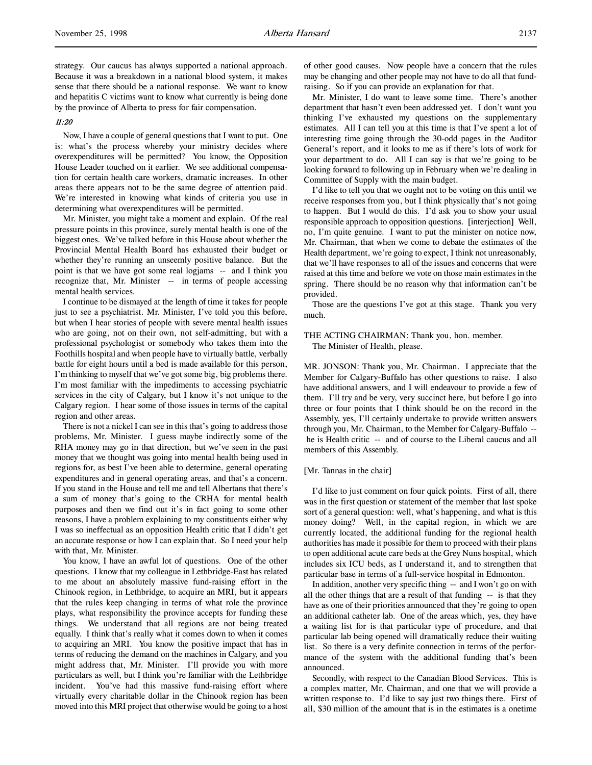strategy. Our caucus has always supported a national approach. Because it was a breakdown in a national blood system, it makes sense that there should be a national response. We want to know and hepatitis C victims want to know what currently is being done by the province of Alberta to press for fair compensation.

*11:20*

Now, I have a couple of general questions that I want to put. One is: what's the process whereby your ministry decides where overexpenditures will be permitted? You know, the Opposition House Leader touched on it earlier. We see additional compensation for certain health care workers, dramatic increases. In other areas there appears not to be the same degree of attention paid. We're interested in knowing what kinds of criteria you use in determining what overexpenditures will be permitted.

Mr. Minister, you might take a moment and explain. Of the real pressure points in this province, surely mental health is one of the biggest ones. We've talked before in this House about whether the Provincial Mental Health Board has exhausted their budget or whether they're running an unseemly positive balance. But the point is that we have got some real logjams -- and I think you recognize that, Mr. Minister -- in terms of people accessing mental health services.

I continue to be dismayed at the length of time it takes for people just to see a psychiatrist. Mr. Minister, I've told you this before, but when I hear stories of people with severe mental health issues who are going, not on their own, not self-admitting, but with a professional psychologist or somebody who takes them into the Foothills hospital and when people have to virtually battle, verbally battle for eight hours until a bed is made available for this person, I'm thinking to myself that we've got some big, big problems there. I'm most familiar with the impediments to accessing psychiatric services in the city of Calgary, but I know it's not unique to the Calgary region. I hear some of those issues in terms of the capital region and other areas.

There is not a nickel I can see in this that's going to address those problems, Mr. Minister. I guess maybe indirectly some of the RHA money may go in that direction, but we've seen in the past money that we thought was going into mental health being used in regions for, as best I've been able to determine, general operating expenditures and in general operating areas, and that's a concern. If you stand in the House and tell me and tell Albertans that there's a sum of money that's going to the CRHA for mental health purposes and then we find out it's in fact going to some other reasons, I have a problem explaining to my constituents either why I was so ineffectual as an opposition Health critic that I didn't get an accurate response or how I can explain that. So I need your help with that, Mr. Minister.

You know, I have an awful lot of questions. One of the other questions. I know that my colleague in Lethbridge-East has related to me about an absolutely massive fund-raising effort in the Chinook region, in Lethbridge, to acquire an MRI, but it appears that the rules keep changing in terms of what role the province plays, what responsibility the province accepts for funding these things. We understand that all regions are not being treated equally. I think that's really what it comes down to when it comes to acquiring an MRI. You know the positive impact that has in terms of reducing the demand on the machines in Calgary, and you might address that, Mr. Minister. I'll provide you with more particulars as well, but I think you're familiar with the Lethbridge incident. You've had this massive fund-raising effort where virtually every charitable dollar in the Chinook region has been moved into this MRI project that otherwise would be going to a host of other good causes. Now people have a concern that the rules may be changing and other people may not have to do all that fund-raising. So if you can provide an explanation for that.

Mr. Minister, I do want to leave some time. There's another department that hasn't even been addressed yet. I don't want you thinking I've exhausted my questions on the supplementary estimates. All I can tell you at this time is that I've spent a lot of interesting time going through the 30-odd pages in the Auditor General's report, and it looks to me as if there's lots of work for your department to do. All I can say is that we're going to be looking forward to following up in February when we're dealing in Committee of Supply with the main budget.

I'd like to tell you that we ought not to be voting on this until we receive responses from you, but I think physically that's not going to happen. But I would do this. I'd ask you to show your usual responsible approach to opposition questions. [interjection] Well, no, I'm quite genuine. I want to put the minister on notice now, Mr. Chairman, that when we come to debate the estimates of the Health department, we're going to expect, I think not unreasonably, that we'll have responses to all of the issues and concerns that were raised at this time and before we vote on those main estimates in the spring. There should be no reason why that information can't be provided.

Those are the questions I've got at this stage. Thank you very much.

THE ACTING CHAIRMAN: Thank you, hon. member.

The Minister of Health, please.

MR. JONSON: Thank you, Mr. Chairman. I appreciate that the Member for Calgary-Buffalo has other questions to raise. I also have additional answers, and I will endeavour to provide a few of them. I'll try and be very, very succinct here, but before I go into three or four points that I think should be on the record in the Assembly, yes, I'll certainly undertake to provide written answers through you, Mr. Chairman, to the Member for Calgary-Buffalo -- he is Health critic -- and of course to the Liberal caucus and all members of this Assembly.

[Mr. Tannas in the chair]

I'd like to just comment on four quick points. First of all, there was in the first question or statement of the member that last spoke sort of a general question: well, what's happening, and what is this money doing? Well, in the capital region, in which we are currently located, the additional funding for the regional health authorities has made it possible for them to proceed with their plans to open additional acute care beds at the Grey Nuns hospital, which includes six ICU beds, as I understand it, and to strengthen that particular base in terms of a full-service hospital in Edmonton.

In addition, another very specific thing -- and I won't go on with all the other things that are a result of that funding -- is that they have as one of their priorities announced that they're going to open an additional catheter lab. One of the areas which, yes, they have a waiting list for is that particular type of procedure, and that particular lab being opened will dramatically reduce their waiting list. So there is a very definite connection in terms of the performance of the system with the additional funding that's been announced.

Secondly, with respect to the Canadian Blood Services. This is a complex matter, Mr. Chairman, and one that we will provide a written response to. I'd like to say just two things there. First of all, $30 million of the amount that is in the estimates is a onetime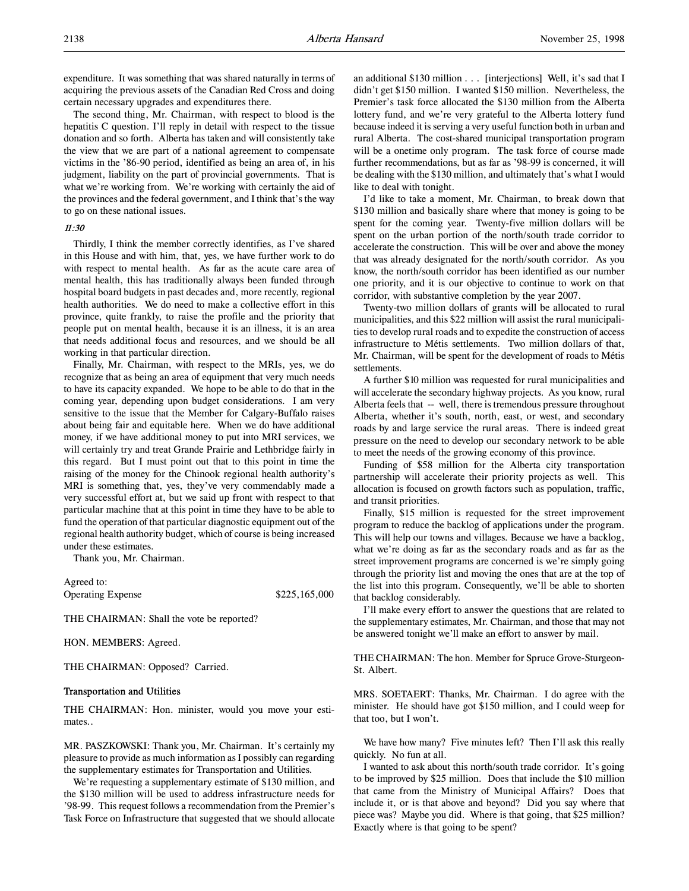expenditure. It was something that was shared naturally in terms of acquiring the previous assets of the Canadian Red Cross and doing certain necessary upgrades and expenditures there.

The second thing, Mr. Chairman, with respect to blood is the hepatitis C question. I'll reply in detail with respect to the tissue donation and so forth. Alberta has taken and will consistently take the view that we are part of a national agreement to compensate victims in the '86-90 period, identified as being an area of, in his judgment, liability on the part of provincial governments. That is what we're working from. We're working with certainly the aid of the provinces and the federal government, and I think that's the way to go on these national issues.

*11:30*

Thirdly, I think the member correctly identifies, as I've shared in this House and with him, that, yes, we have further work to do with respect to mental health. As far as the acute care area of mental health, this has traditionally always been funded through hospital board budgets in past decades and, more recently, regional health authorities. We do need to make a collective effort in this province, quite frankly, to raise the profile and the priority that people put on mental health, because it is an illness, it is an area that needs additional focus and resources, and we should be all working in that particular direction.

Finally, Mr. Chairman, with respect to the MRIs, yes, we do recognize that as being an area of equipment that very much needs to have its capacity expanded. We hope to be able to do that in the coming year, depending upon budget considerations. I am very sensitive to the issue that the Member for Calgary-Buffalo raises about being fair and equitable here. When we do have additional money, if we have additional money to put into MRI services, we will certainly try and treat Grande Prairie and Lethbridge fairly in this regard. But I must point out that to this point in time the raising of the money for the Chinook regional health authority's MRI is something that, yes, they've very commendably made a very successful effort at, but we said up front with respect to that particular machine that at this point in time they have to be able to fund the operation of that particular diagnostic equipment out of the regional health authority budget, which of course is being increased under these estimates.

Thank you, Mr. Chairman.

Agreed to:
Operating Expense $225,165,000

THE CHAIRMAN: Shall the vote be reported?

HON. MEMBERS: Agreed.

THE CHAIRMAN: Opposed? Carried.

### Transportation and Utilities

THE CHAIRMAN: Hon. minister, would you move your estimates..

MR. PASZKOWSKI: Thank you, Mr. Chairman. It's certainly my pleasure to provide as much information as I possibly can regarding the supplementary estimates for Transportation and Utilities.

We're requesting a supplementary estimate of $130 million, and the $130 million will be used to address infrastructure needs for '98-99. This request follows a recommendation from the Premier's Task Force on Infrastructure that suggested that we should allocate an additional $130 million . . . [interjections] Well, it's sad that I didn't get $150 million. I wanted $150 million. Nevertheless, the Premier's task force allocated the $130 million from the Alberta lottery fund, and we're very grateful to the Alberta lottery fund because indeed it is serving a very useful function both in urban and rural Alberta. The cost-shared municipal transportation program will be a onetime only program. The task force of course made further recommendations, but as far as '98-99 is concerned, it will be dealing with the $130 million, and ultimately that's what I would like to deal with tonight.

I'd like to take a moment, Mr. Chairman, to break down that $130 million and basically share where that money is going to be spent for the coming year. Twenty-five million dollars will be spent on the urban portion of the north/south trade corridor to accelerate the construction. This will be over and above the money that was already designated for the north/south corridor. As you know, the north/south corridor has been identified as our number one priority, and it is our objective to continue to work on that corridor, with substantive completion by the year 2007.

Twenty-two million dollars of grants will be allocated to rural municipalities, and this $22 million will assist the rural municipalities to develop rural roads and to expedite the construction of access infrastructure to Métis settlements. Two million dollars of that, Mr. Chairman, will be spent for the development of roads to Métis settlements.

A further $10 million was requested for rural municipalities and will accelerate the secondary highway projects. As you know, rural Alberta feels that -- well, there is tremendous pressure throughout Alberta, whether it's south, north, east, or west, and secondary roads by and large service the rural areas. There is indeed great pressure on the need to develop our secondary network to be able to meet the needs of the growing economy of this province.

Funding of $58 million for the Alberta city transportation partnership will accelerate their priority projects as well. This allocation is focused on growth factors such as population, traffic, and transit priorities.

Finally, $15 million is requested for the street improvement program to reduce the backlog of applications under the program. This will help our towns and villages. Because we have a backlog, what we're doing as far as the secondary roads and as far as the street improvement programs are concerned is we're simply going through the priority list and moving the ones that are at the top of the list into this program. Consequently, we'll be able to shorten that backlog considerably.

I'll make every effort to answer the questions that are related to the supplementary estimates, Mr. Chairman, and those that may not be answered tonight we'll make an effort to answer by mail.

THE CHAIRMAN: The hon. Member for Spruce Grove-Sturgeon-St. Albert.

MRS. SOETAERT: Thanks, Mr. Chairman. I do agree with the minister. He should have got $150 million, and I could weep for that too, but I won't.

We have how many? Five minutes left? Then I'll ask this really quickly. No fun at all.

I wanted to ask about this north/south trade corridor. It's going to be improved by $25 million. Does that include the $10 million that came from the Ministry of Municipal Affairs? Does that include it, or is that above and beyond? Did you say where that piece was? Maybe you did. Where is that going, that $25 million? Exactly where is that going to be spent?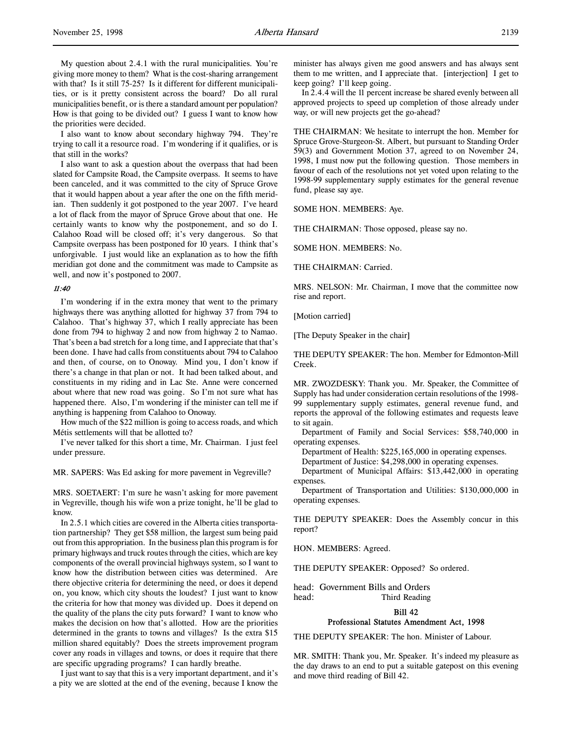My question about 2.4.1 with the rural municipalities. You're giving more money to them? What is the cost-sharing arrangement with that? Is it still 75-25? Is it different for different municipalities, or is it pretty consistent across the board? Do all rural municipalities benefit, or is there a standard amount per population? How is that going to be divided out? I guess I want to know how the priorities were decided.

I also want to know about secondary highway 794. They're trying to call it a resource road. I'm wondering if it qualifies, or is that still in the works?

I also want to ask a question about the overpass that had been slated for Campsite Road, the Campsite overpass. It seems to have been canceled, and it was committed to the city of Spruce Grove that it would happen about a year after the one on the fifth meridian. Then suddenly it got postponed to the year 2007. I've heard a lot of flack from the mayor of Spruce Grove about that one. He certainly wants to know why the postponement, and so do I. Calahoo Road will be closed off; it's very dangerous. So that Campsite overpass has been postponed for 10 years. I think that's unforgivable. I just would like an explanation as to how the fifth meridian got done and the commitment was made to Campsite as well, and now it's postponed to 2007.

*11:40*

I'm wondering if in the extra money that went to the primary highways there was anything allotted for highway 37 from 794 to Calahoo. That's highway 37, which I really appreciate has been done from 794 to highway 2 and now from highway 2 to Namao. That's been a bad stretch for a long time, and I appreciate that that's been done. I have had calls from constituents about 794 to Calahoo and then, of course, on to Onoway. Mind you, I don't know if there's a change in that plan or not. It had been talked about, and constituents in my riding and in Lac Ste. Anne were concerned about where that new road was going. So I'm not sure what has happened there. Also, I'm wondering if the minister can tell me if anything is happening from Calahoo to Onoway.

How much of the $22 million is going to access roads, and which Métis settlements will that be allotted to?

I've never talked for this short a time, Mr. Chairman. I just feel under pressure.

MR. SAPERS: Was Ed asking for more pavement in Vegreville?

MRS. SOETAERT: I'm sure he wasn't asking for more pavement in Vegreville, though his wife won a prize tonight, he'll be glad to know.

In 2.5.1 which cities are covered in the Alberta cities transportation partnership? They get $58 million, the largest sum being paid out from this appropriation. In the business plan this program is for primary highways and truck routes through the cities, which are key components of the overall provincial highways system, so I want to know how the distribution between cities was determined. Are there objective criteria for determining the need, or does it depend on, you know, which city shouts the loudest? I just want to know the criteria for how that money was divided up. Does it depend on the quality of the plans the city puts forward? I want to know who makes the decision on how that's allotted. How are the priorities determined in the grants to towns and villages? Is the extra $15 million shared equitably? Does the streets improvement program cover any roads in villages and towns, or does it require that there are specific upgrading programs? I can hardly breathe.

I just want to say that this is a very important department, and it's a pity we are slotted at the end of the evening, because I know the minister has always given me good answers and has always sent them to me written, and I appreciate that. [interjection] I get to keep going? I'll keep going.

In 2.4.4 will the 11 percent increase be shared evenly between all approved projects to speed up completion of those already under way, or will new projects get the go-ahead?

THE CHAIRMAN: We hesitate to interrupt the hon. Member for Spruce Grove-Sturgeon-St. Albert, but pursuant to Standing Order 59(3) and Government Motion 37, agreed to on November 24, 1998, I must now put the following question. Those members in favour of each of the resolutions not yet voted upon relating to the 1998-99 supplementary supply estimates for the general revenue fund, please say aye.

SOME HON. MEMBERS: Aye.

THE CHAIRMAN: Those opposed, please say no.

SOME HON. MEMBERS: No.

THE CHAIRMAN: Carried.

MRS. NELSON: Mr. Chairman, I move that the committee now rise and report.

[Motion carried]

[The Deputy Speaker in the chair]

THE DEPUTY SPEAKER: The hon. Member for Edmonton-Mill Creek.

MR. ZWOZDESKY: Thank you. Mr. Speaker, the Committee of Supply has had under consideration certain resolutions of the 1998-99 supplementary supply estimates, general revenue fund, and reports the approval of the following estimates and requests leave to sit again.

Department of Family and Social Services: $58,740,000 in operating expenses.

Department of Health: $225,165,000 in operating expenses.

Department of Justice: $4,298,000 in operating expenses.

Department of Municipal Affairs: $13,442,000 in operating expenses.

Department of Transportation and Utilities: $130,000,000 in operating expenses.

THE DEPUTY SPEAKER: Does the Assembly concur in this report?

HON. MEMBERS: Agreed.

THE DEPUTY SPEAKER: Opposed? So ordered.

head: Government Bills and Orders
head: Third Reading

## Bill 42
## Professional Statutes Amendment Act, 1998

THE DEPUTY SPEAKER: The hon. Minister of Labour.

MR. SMITH: Thank you, Mr. Speaker. It's indeed my pleasure as the day draws to an end to put a suitable gatepost on this evening and move third reading of Bill 42.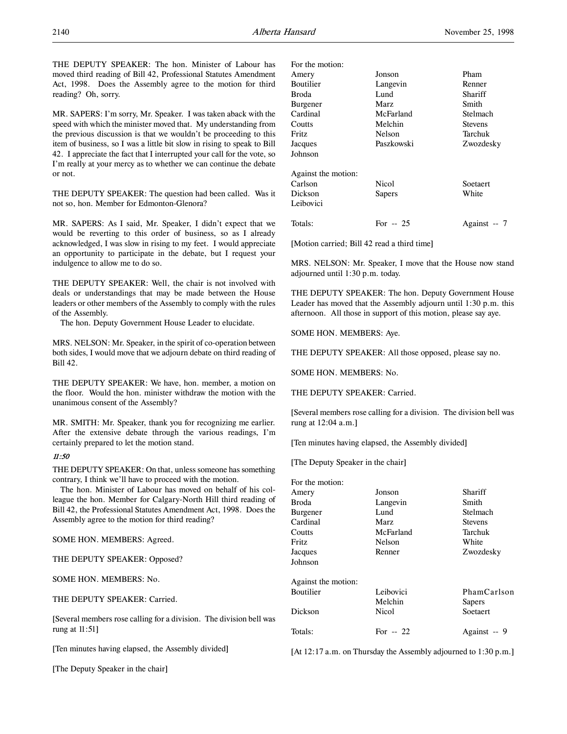THE DEPUTY SPEAKER: The hon. Minister of Labour has moved third reading of Bill 42, Professional Statutes Amendment Act, 1998. Does the Assembly agree to the motion for third reading? Oh, sorry.

MR. SAPERS: I'm sorry, Mr. Speaker. I was taken aback with the speed with which the minister moved that. My understanding from the previous discussion is that we wouldn't be proceeding to this item of business, so I was a little bit slow in rising to speak to Bill 42. I appreciate the fact that I interrupted your call for the vote, so I'm really at your mercy as to whether we can continue the debate or not.

THE DEPUTY SPEAKER: The question had been called. Was it not so, hon. Member for Edmonton-Glenora?

MR. SAPERS: As I said, Mr. Speaker, I didn't expect that we would be reverting to this order of business, so as I already acknowledged, I was slow in rising to my feet. I would appreciate an opportunity to participate in the debate, but I request your indulgence to allow me to do so.

THE DEPUTY SPEAKER: Well, the chair is not involved with deals or understandings that may be made between the House leaders or other members of the Assembly to comply with the rules of the Assembly.

The hon. Deputy Government House Leader to elucidate.

MRS. NELSON: Mr. Speaker, in the spirit of co-operation between both sides, I would move that we adjourn debate on third reading of Bill 42.

THE DEPUTY SPEAKER: We have, hon. member, a motion on the floor. Would the hon. minister withdraw the motion with the unanimous consent of the Assembly?

MR. SMITH: Mr. Speaker, thank you for recognizing me earlier. After the extensive debate through the various readings, I'm certainly prepared to let the motion stand.

*11:50*

THE DEPUTY SPEAKER: On that, unless someone has something contrary, I think we'll have to proceed with the motion.

The hon. Minister of Labour has moved on behalf of his colleague the hon. Member for Calgary-North Hill third reading of Bill 42, the Professional Statutes Amendment Act, 1998. Does the Assembly agree to the motion for third reading?

SOME HON. MEMBERS: Agreed.

THE DEPUTY SPEAKER: Opposed?

SOME HON. MEMBERS: No.

THE DEPUTY SPEAKER: Carried.

[Several members rose calling for a division. The division bell was rung at 11:51]

[Ten minutes having elapsed, the Assembly divided]

[The Deputy Speaker in the chair]

For the motion:

| | | |
|---|---|---|
| Amery | Jonson | Pham |
| Boutilier | Langevin | Renner |
| Broda | Lund | Shariff |
| Burgener | Marz | Smith |
| Cardinal | McFarland | Stelmach |
| Coutts | Melchin | Stevens |
| Fritz | Nelson | Tarchuk |
| Jacques | Paszkowski | Zwozdesky |
| Johnson | | |

Against the motion:

| | | |
|---|---|---|
| Carlson | Nicol | Soetaert |
| Dickson | Sapers | White |
| Leibovici | | |

Totals: For -- 25 Against -- 7

[Motion carried; Bill 42 read a third time]

MRS. NELSON: Mr. Speaker, I move that the House now stand adjourned until 1:30 p.m. today.

THE DEPUTY SPEAKER: The hon. Deputy Government House Leader has moved that the Assembly adjourn until 1:30 p.m. this afternoon. All those in support of this motion, please say aye.

SOME HON. MEMBERS: Aye.

THE DEPUTY SPEAKER: All those opposed, please say no.

SOME HON. MEMBERS: No.

THE DEPUTY SPEAKER: Carried.

[Several members rose calling for a division. The division bell was rung at 12:04 a.m.]

[Ten minutes having elapsed, the Assembly divided]

[The Deputy Speaker in the chair]

For the motion:

| | | |
|---|---|---|
| Amery | Jonson | Shariff |
| Broda | Langevin | Smith |
| Burgener | Lund | Stelmach |
| Cardinal | Marz | Stevens |
| Coutts | McFarland | Tarchuk |
| Fritz | Nelson | White |
| Jacques | Renner | Zwozdesky |
| Johnson | | |

Against the motion:

| | | |
|---|---|---|
| Boutilier | Leibovici | PhamCarlson |
| | Melchin | Sapers |
| Dickson | Nicol | Soetaert |

Totals: For -- 22 Against -- 9

[At 12:17 a.m. on Thursday the Assembly adjourned to 1:30 p.m.]